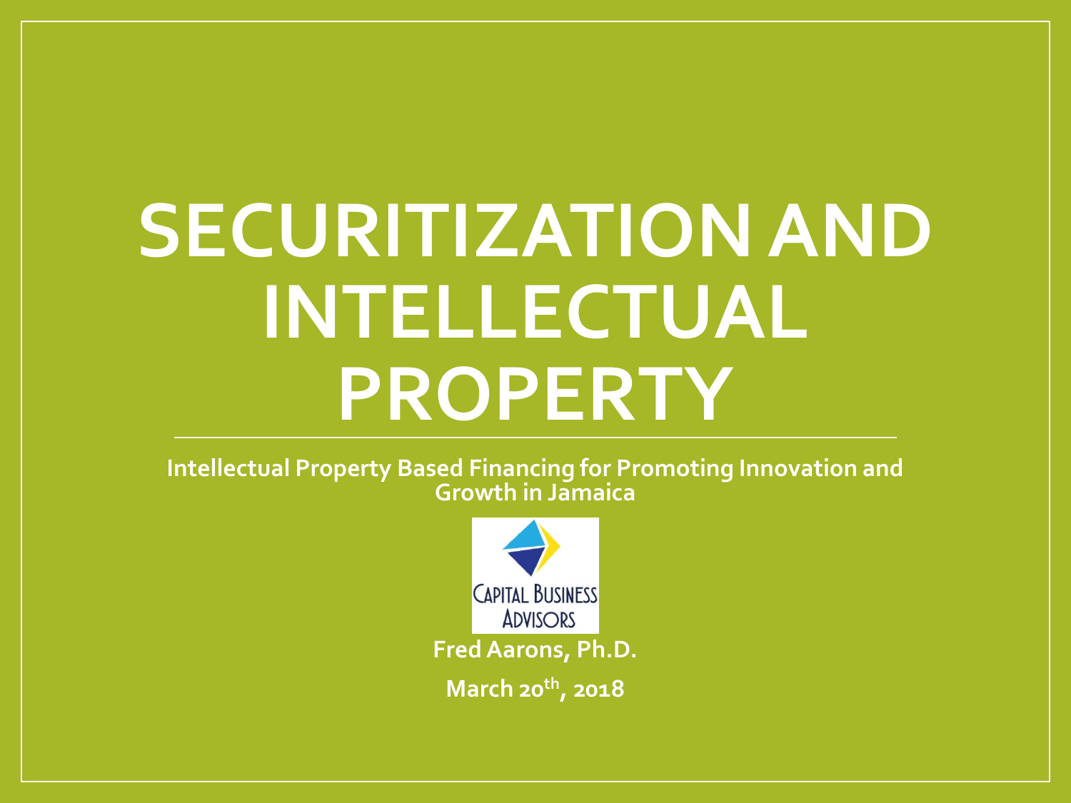# SECURITIZATION AND INTELLECTUAL PROPERTY

**Intellectual Property Based Financing for Promoting Innovation and Growth in Jamaica**

CAPITAL BUSINESS ADVISORS

**Fred Aarons, Ph.D.**

**March 20th, 2018**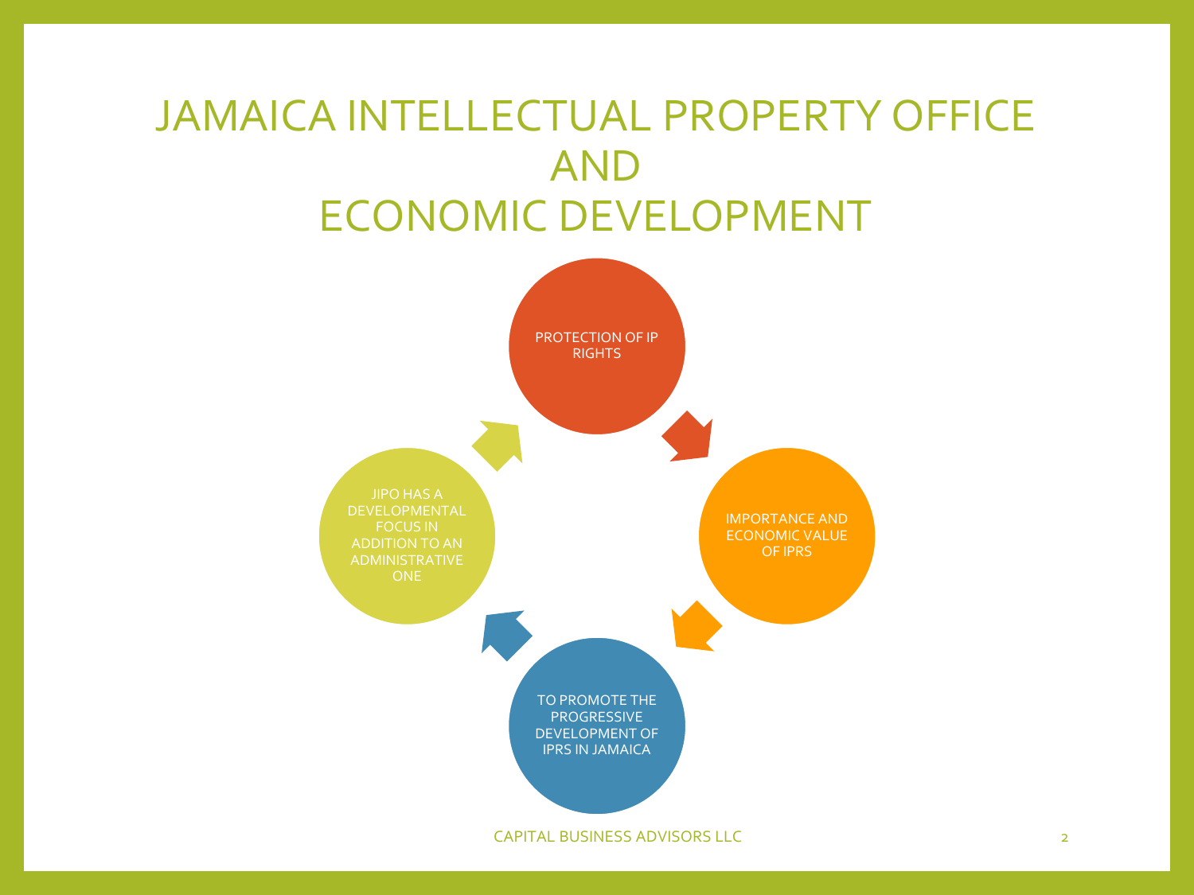# JAMAICA INTELLECTUAL PROPERTY OFFICE AND ECONOMIC DEVELOPMENT

- PROTECTION OF IP RIGHTS
- IMPORTANCE AND ECONOMIC VALUE OF IPRS
- TO PROMOTE THE PROGRESSIVE DEVELOPMENT OF IPRS IN JAMAICA
- JIPO HAS A DEVELOPMENTAL FOCUS IN ADDITION TO AN ADMINISTRATIVE ONE

CAPITAL BUSINESS ADVISORS LLC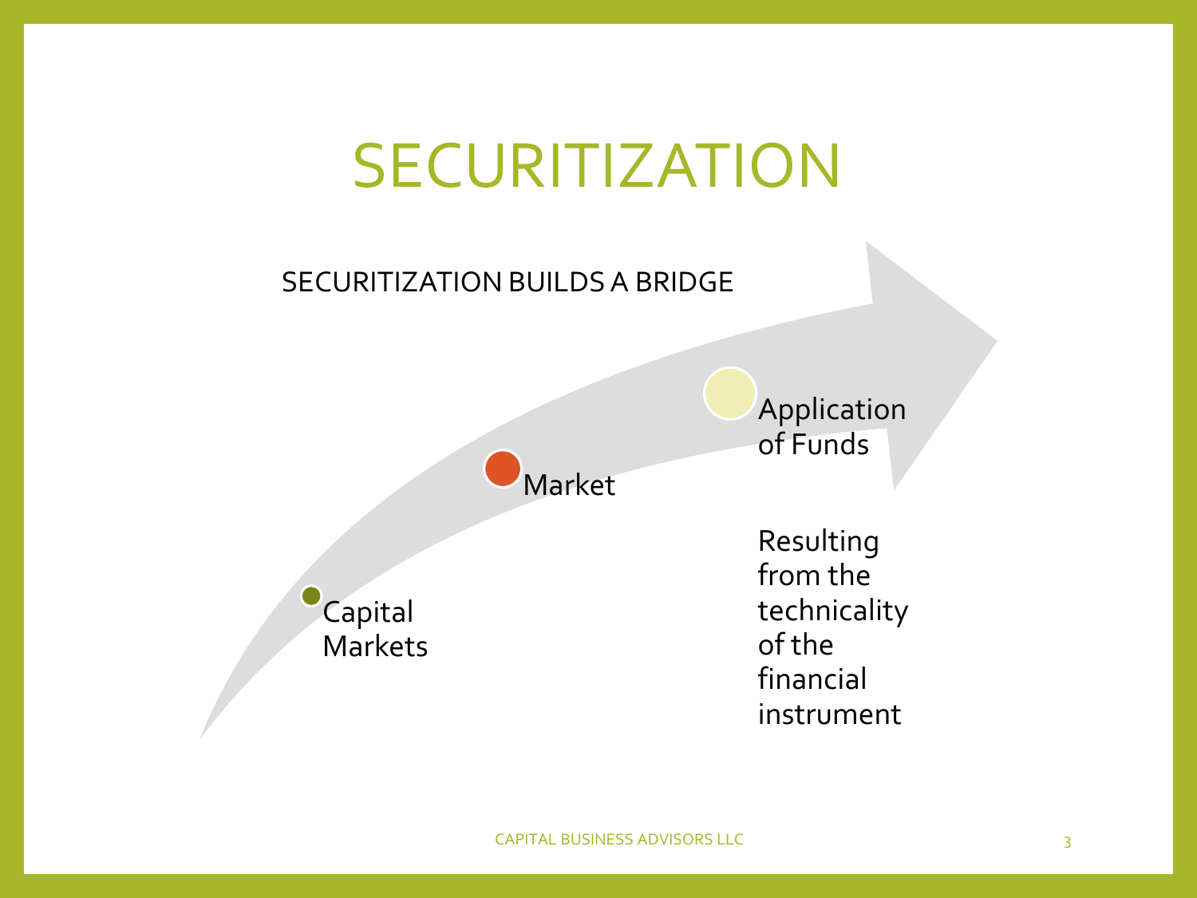# SECURITIZATION

SECURITIZATION BUILDS A BRIDGE

Capital Markets

Market

Application of Funds

Resulting from the technicality of the financial instrument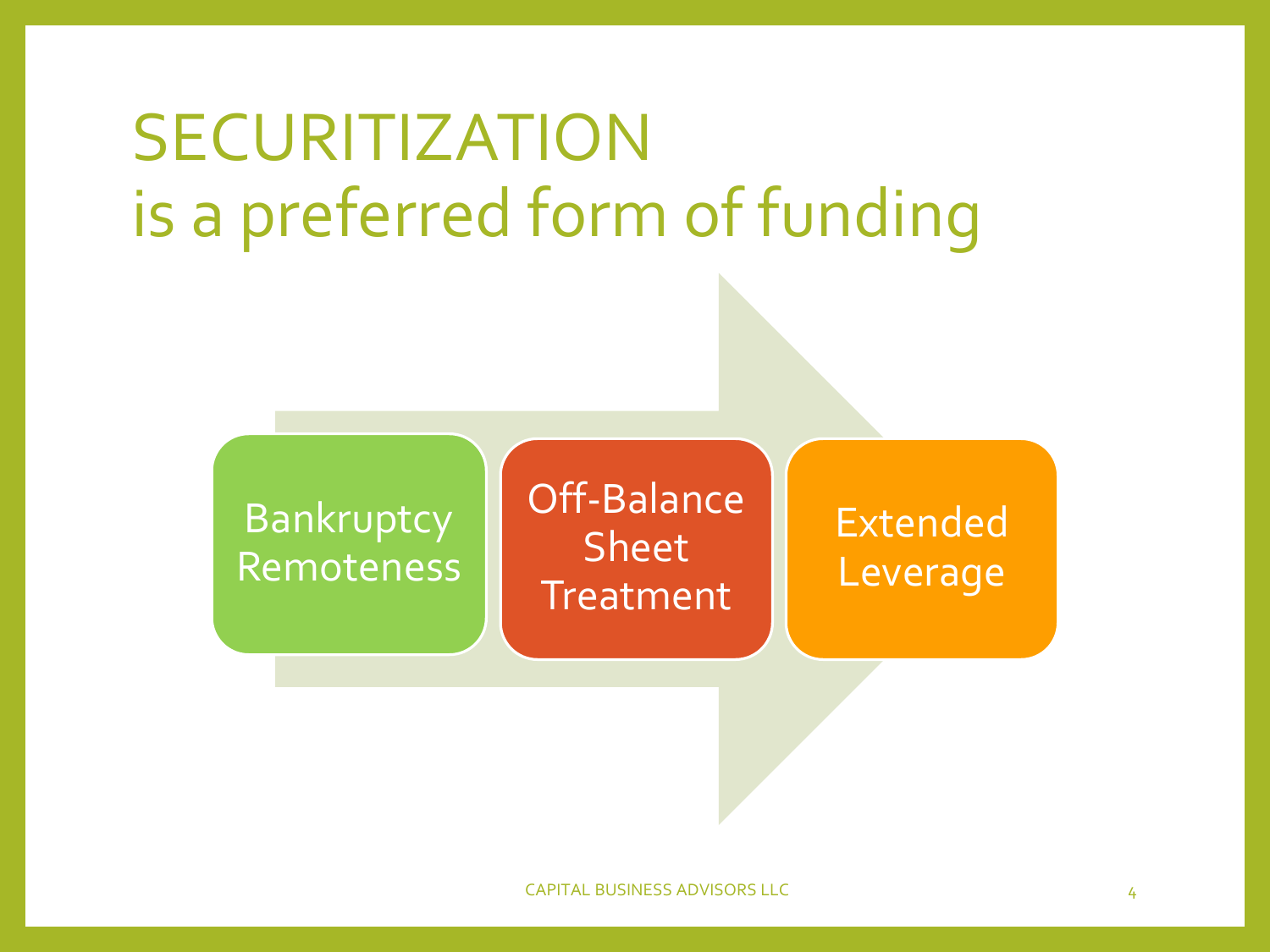# SECURITIZATION is a preferred form of funding

- Bankruptcy Remoteness
- Off-Balance Sheet Treatment
- Extended Leverage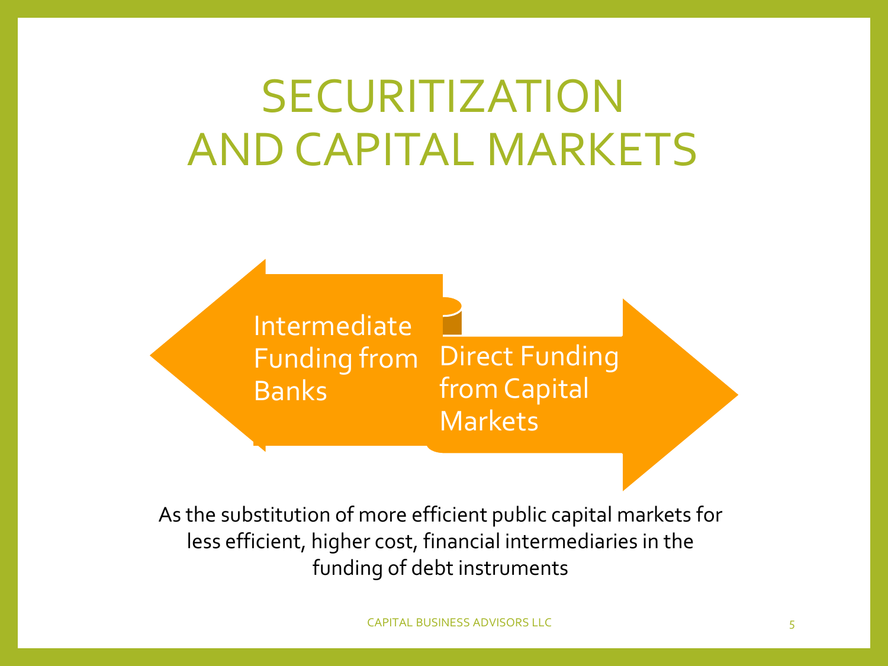# SECURITIZATION AND CAPITAL MARKETS

Intermediate Funding from Banks

Direct Funding from Capital Markets

As the substitution of more efficient public capital markets for less efficient, higher cost, financial intermediaries in the funding of debt instruments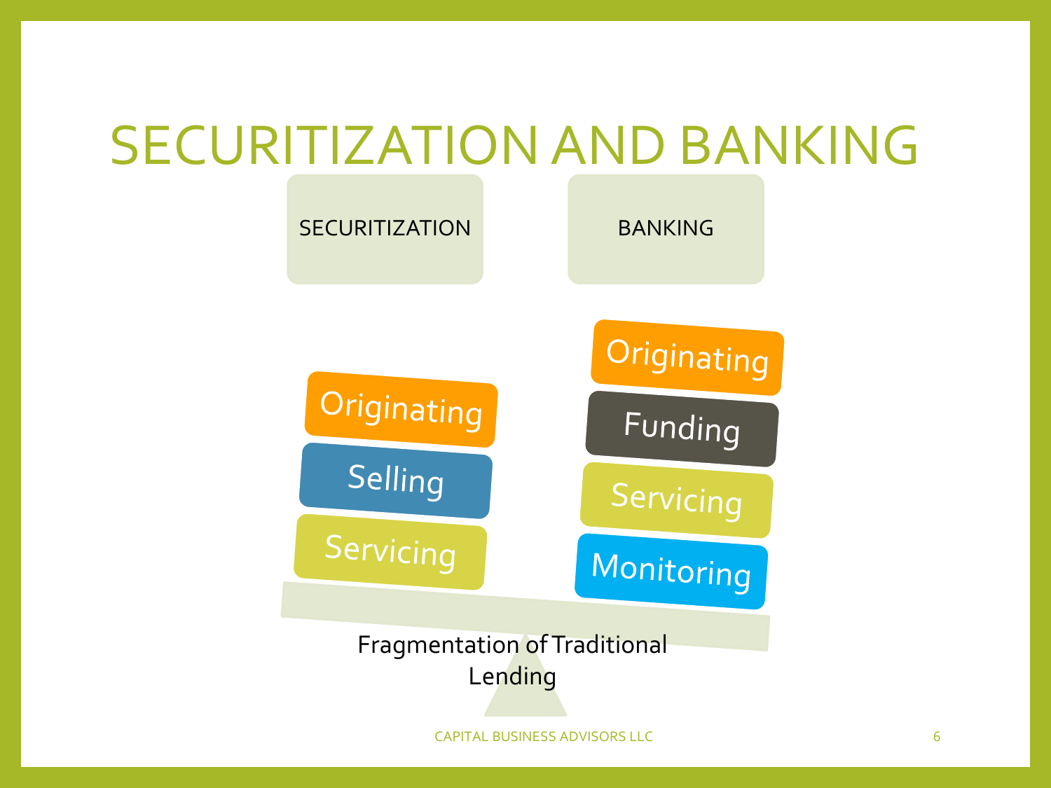# SECURITIZATION AND BANKING

| SECURITIZATION | BANKING |
| --- | --- |
| Originating | Originating |
| Selling | Funding |
| Servicing | Servicing |
| | Monitoring |

Fragmentation of Traditional Lending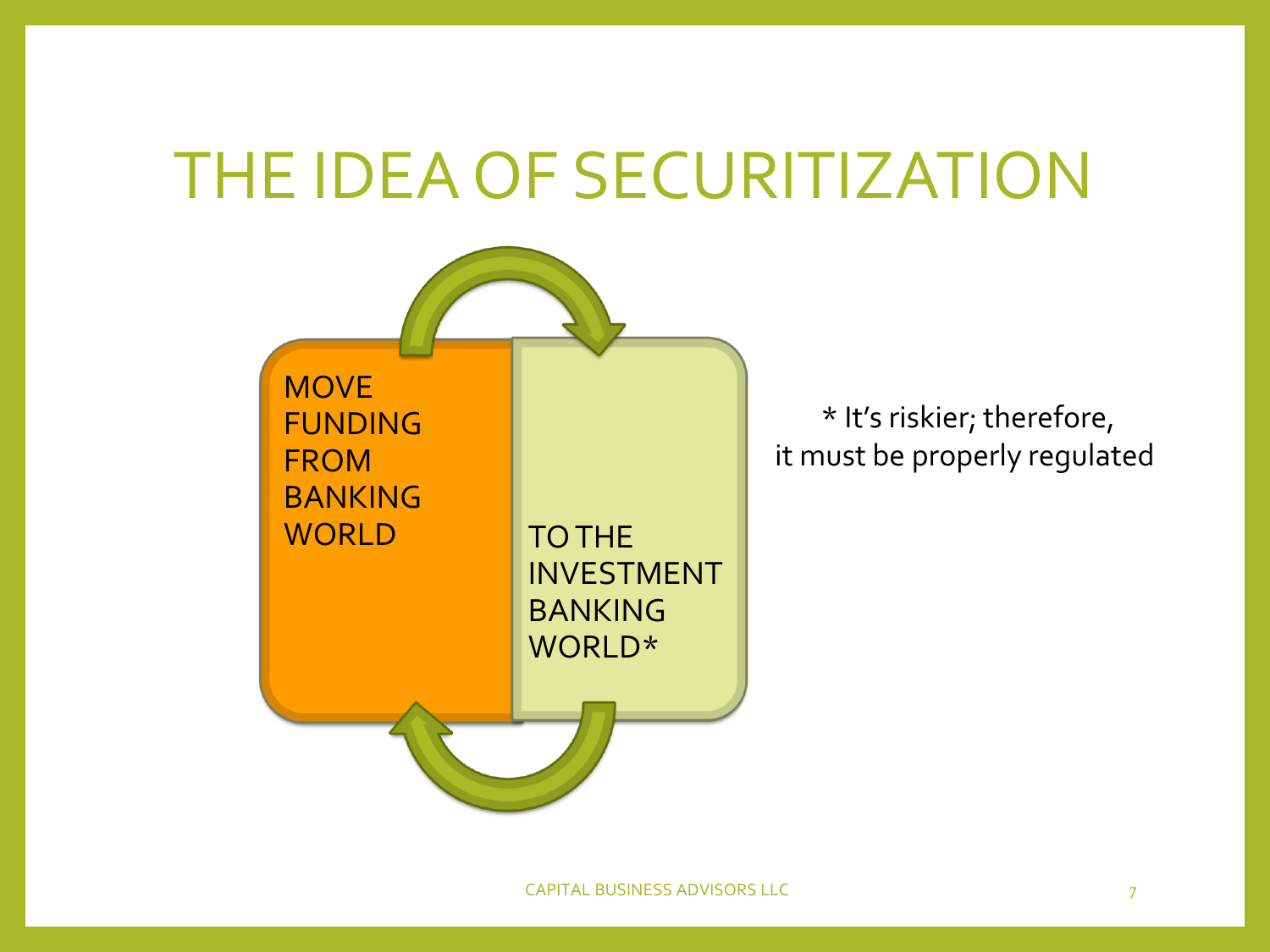# THE IDEA OF SECURITIZATION

MOVE FUNDING FROM BANKING WORLD

TO THE INVESTMENT BANKING WORLD*

* It's riskier; therefore, it must be properly regulated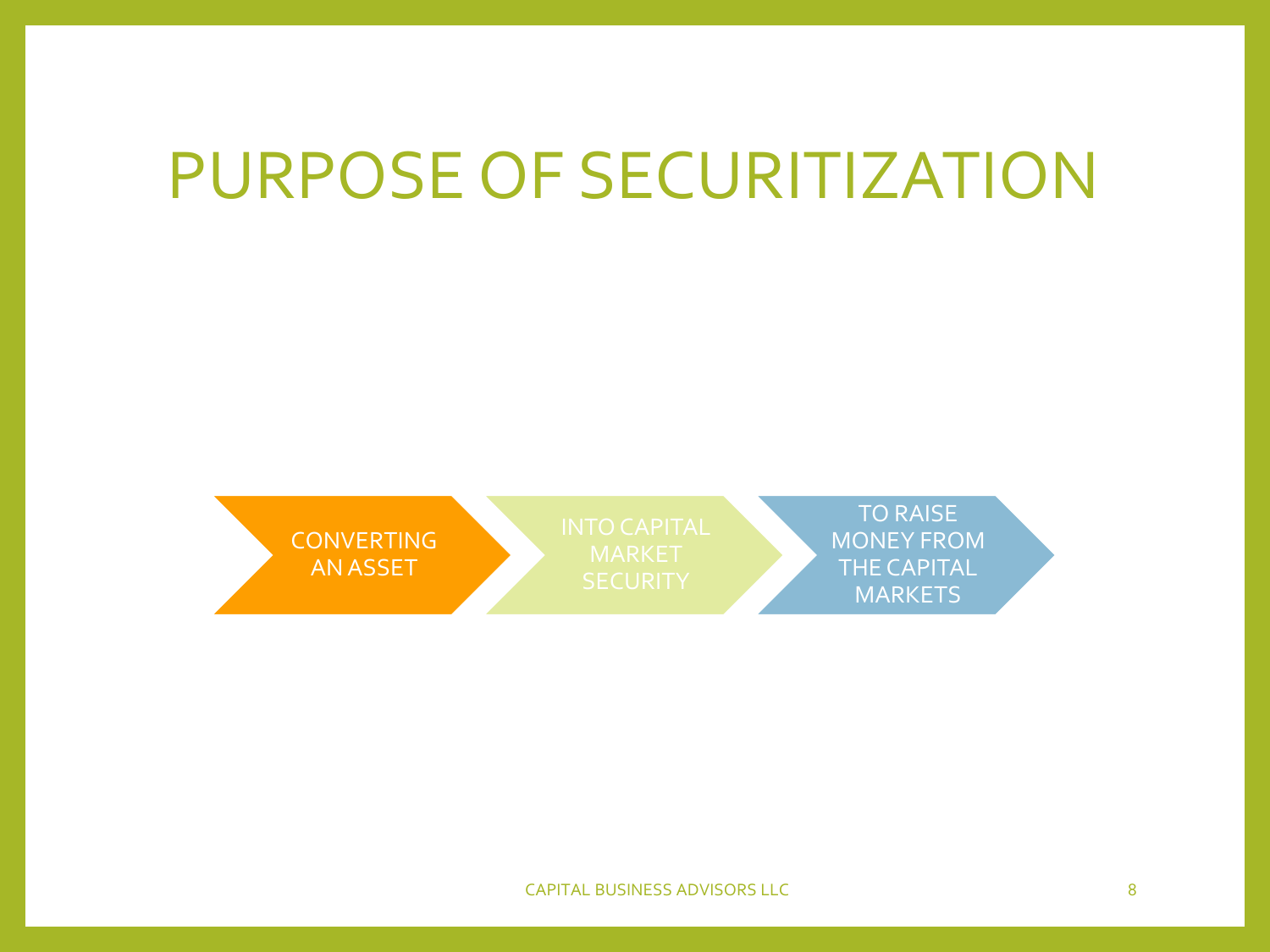# PURPOSE OF SECURITIZATION

CONVERTING AN ASSET → INTO CAPITAL MARKET SECURITY → TO RAISE MONEY FROM THE CAPITAL MARKETS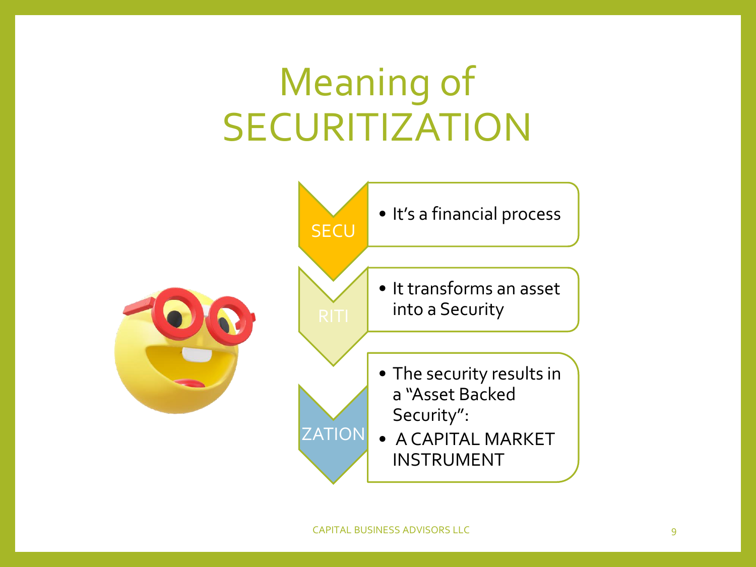# Meaning of SECURITIZATION

**SECU**
- It's a financial process

**RITI**
- It transforms an asset into a Security

**ZATION**
- The security results in a "Asset Backed Security":
- A CAPITAL MARKET INSTRUMENT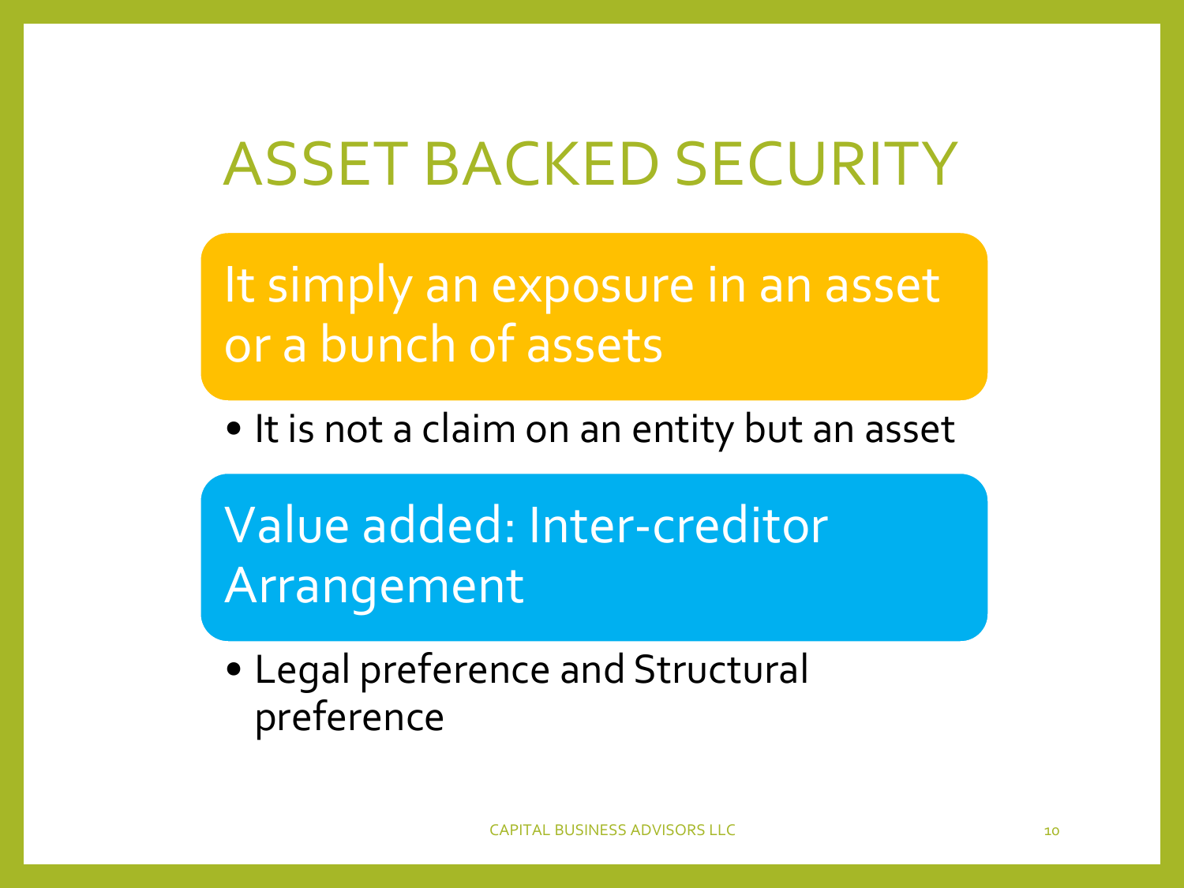# ASSET BACKED SECURITY

## It simply an exposure in an asset or a bunch of assets

- It is not a claim on an entity but an asset

## Value added: Inter-creditor Arrangement

- Legal preference and Structural preference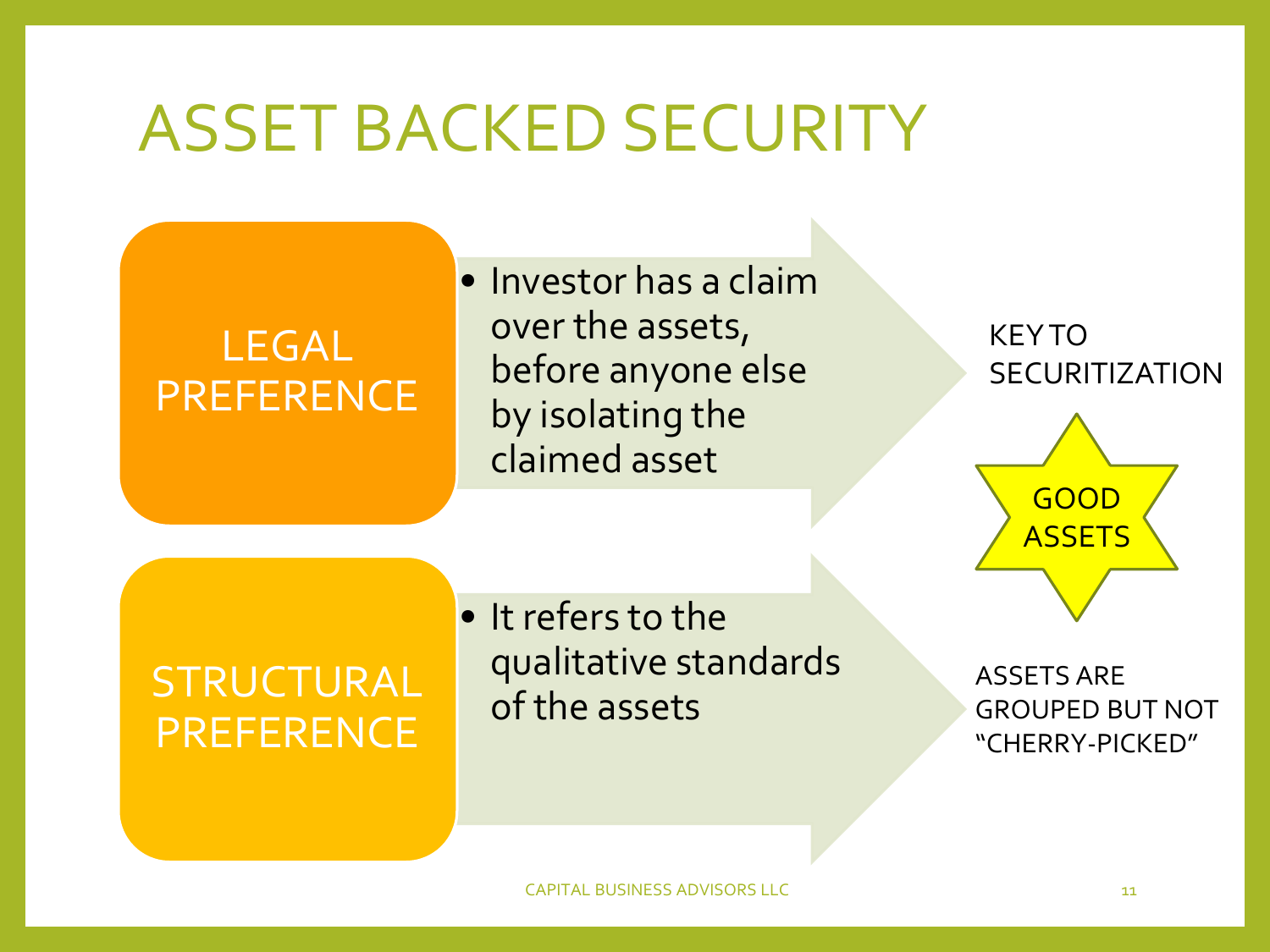# ASSET BACKED SECURITY

**LEGAL PREFERENCE**

- Investor has a claim over the assets, before anyone else by isolating the claimed asset

**STRUCTURAL PREFERENCE**

- It refers to the qualitative standards of the assets

KEY TO SECURITIZATION

GOOD ASSETS

ASSETS ARE GROUPED BUT NOT "CHERRY-PICKED"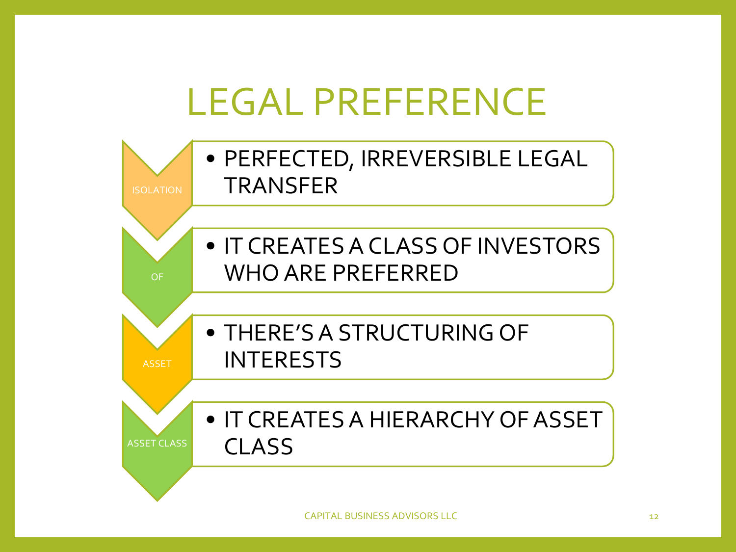# LEGAL PREFERENCE

- ISOLATION
  - PERFECTED, IRREVERSIBLE LEGAL TRANSFER
- OF
  - IT CREATES A CLASS OF INVESTORS WHO ARE PREFERRED
- ASSET
  - THERE'S A STRUCTURING OF INTERESTS
- ASSET CLASS
  - IT CREATES A HIERARCHY OF ASSET CLASS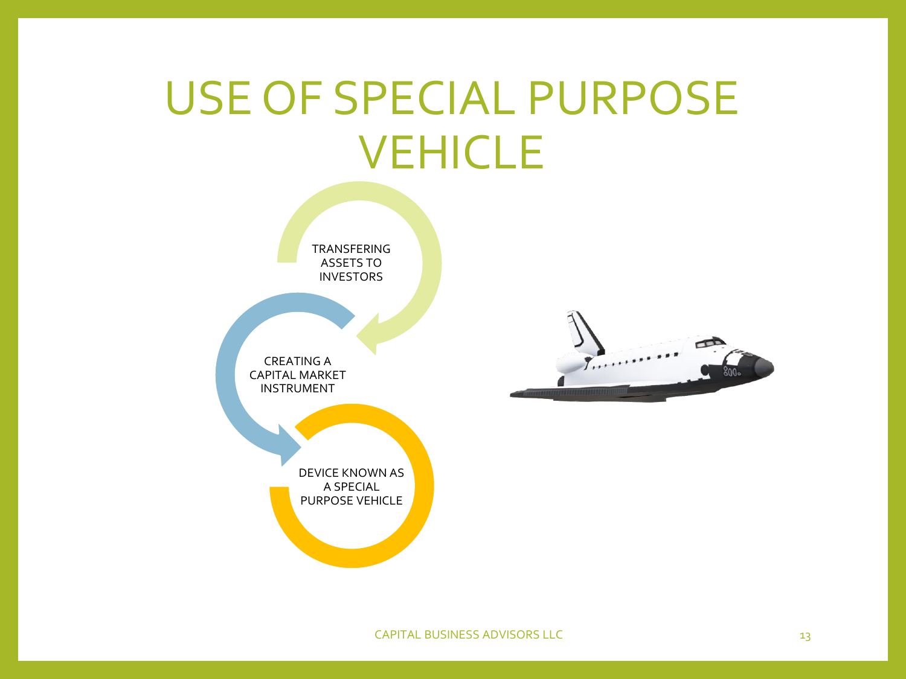# USE OF SPECIAL PURPOSE VEHICLE

TRANSFERING ASSETS TO INVESTORS

CREATING A CAPITAL MARKET INSTRUMENT

DEVICE KNOWN AS A SPECIAL PURPOSE VEHICLE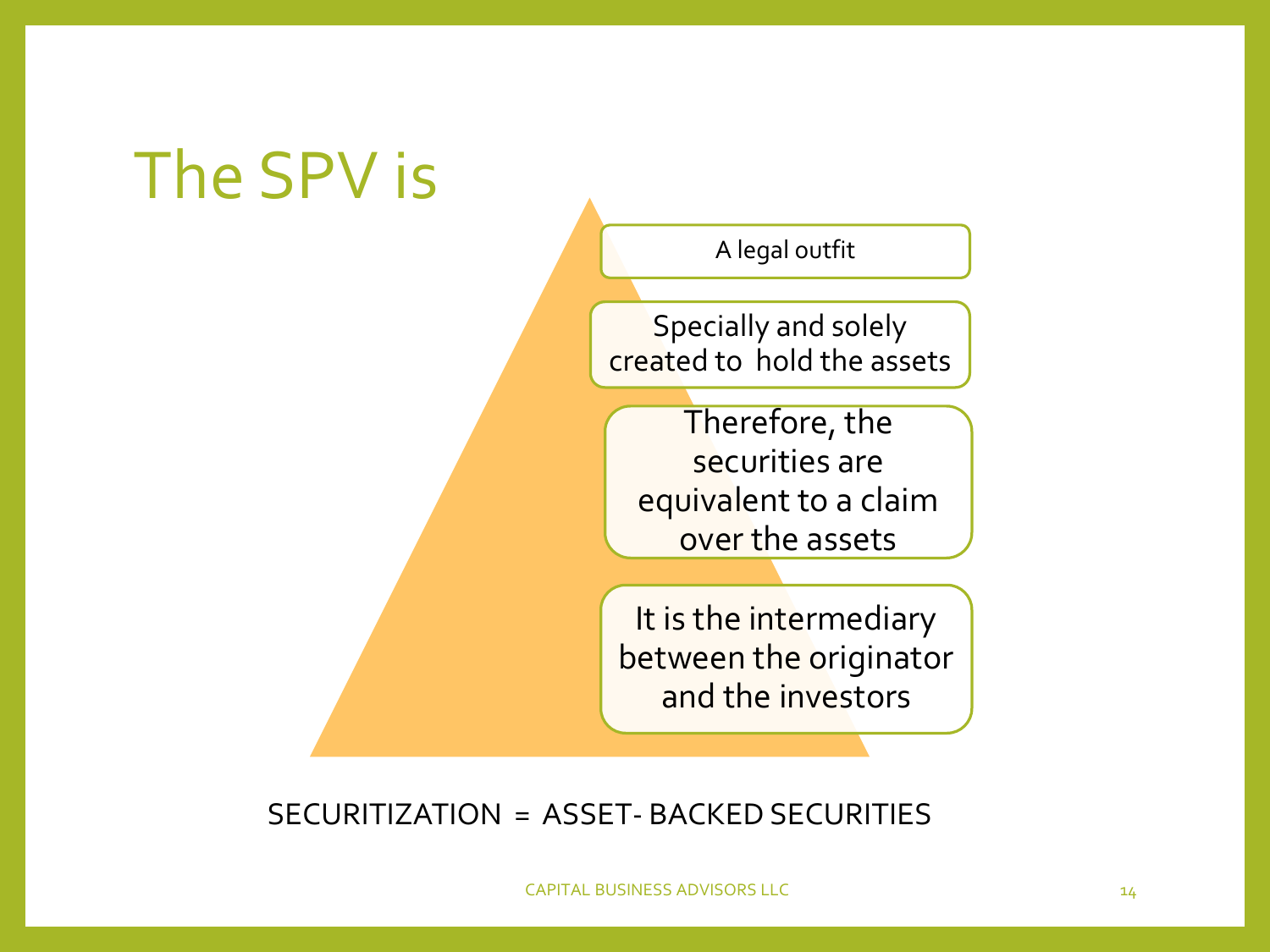# The SPV is

- A legal outfit
- Specially and solely created to hold the assets
- Therefore, the securities are equivalent to a claim over the assets
- It is the intermediary between the originator and the investors

SECURITIZATION = ASSET- BACKED SECURITIES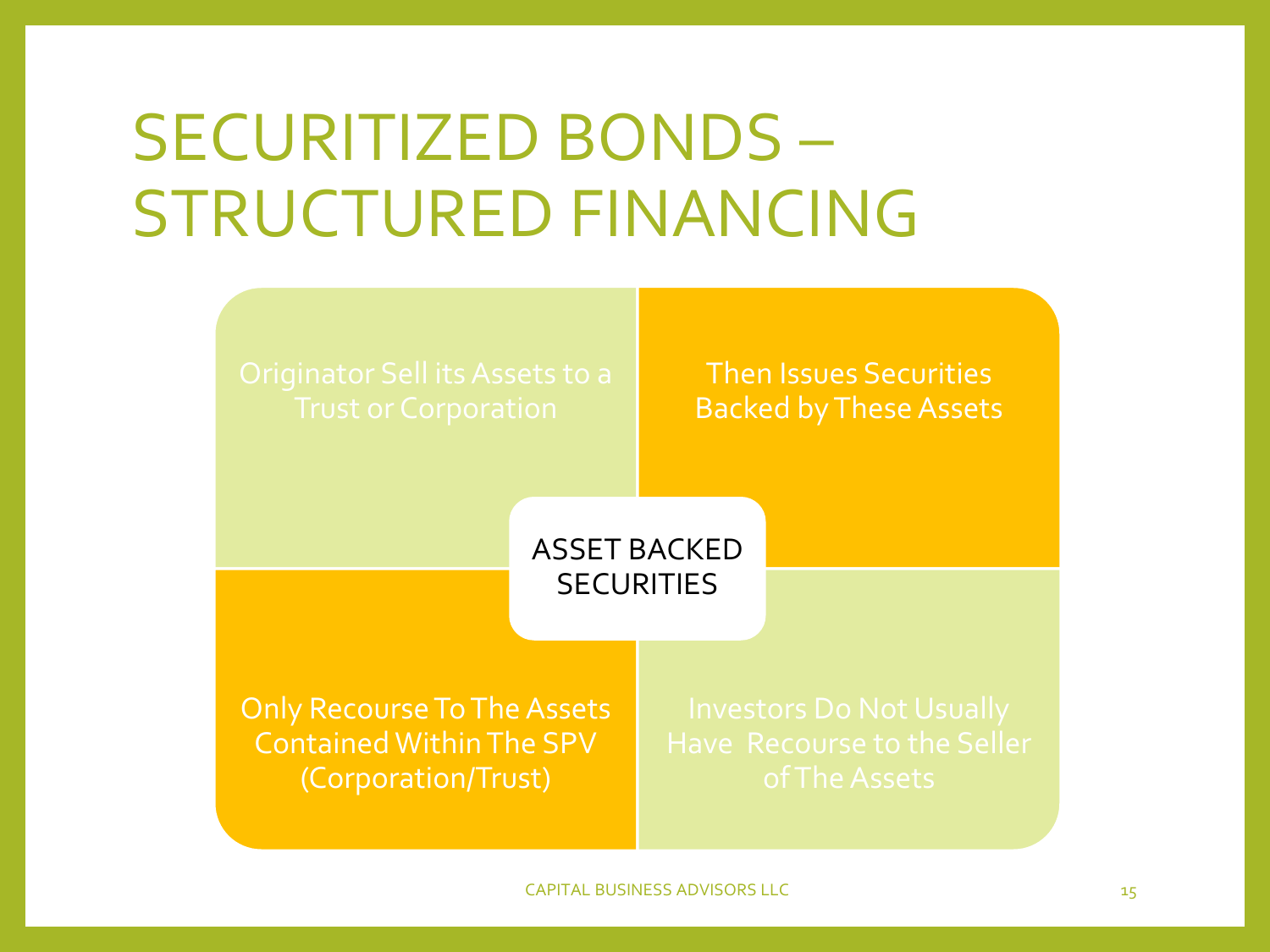# SECURITIZED BONDS – STRUCTURED FINANCING

**ASSET BACKED SECURITIES**

- Originator Sell its Assets to a Trust or Corporation
- Then Issues Securities Backed by These Assets
- Only Recourse To The Assets Contained Within The SPV (Corporation/Trust)
- Investors Do Not Usually Have Recourse to the Seller of The Assets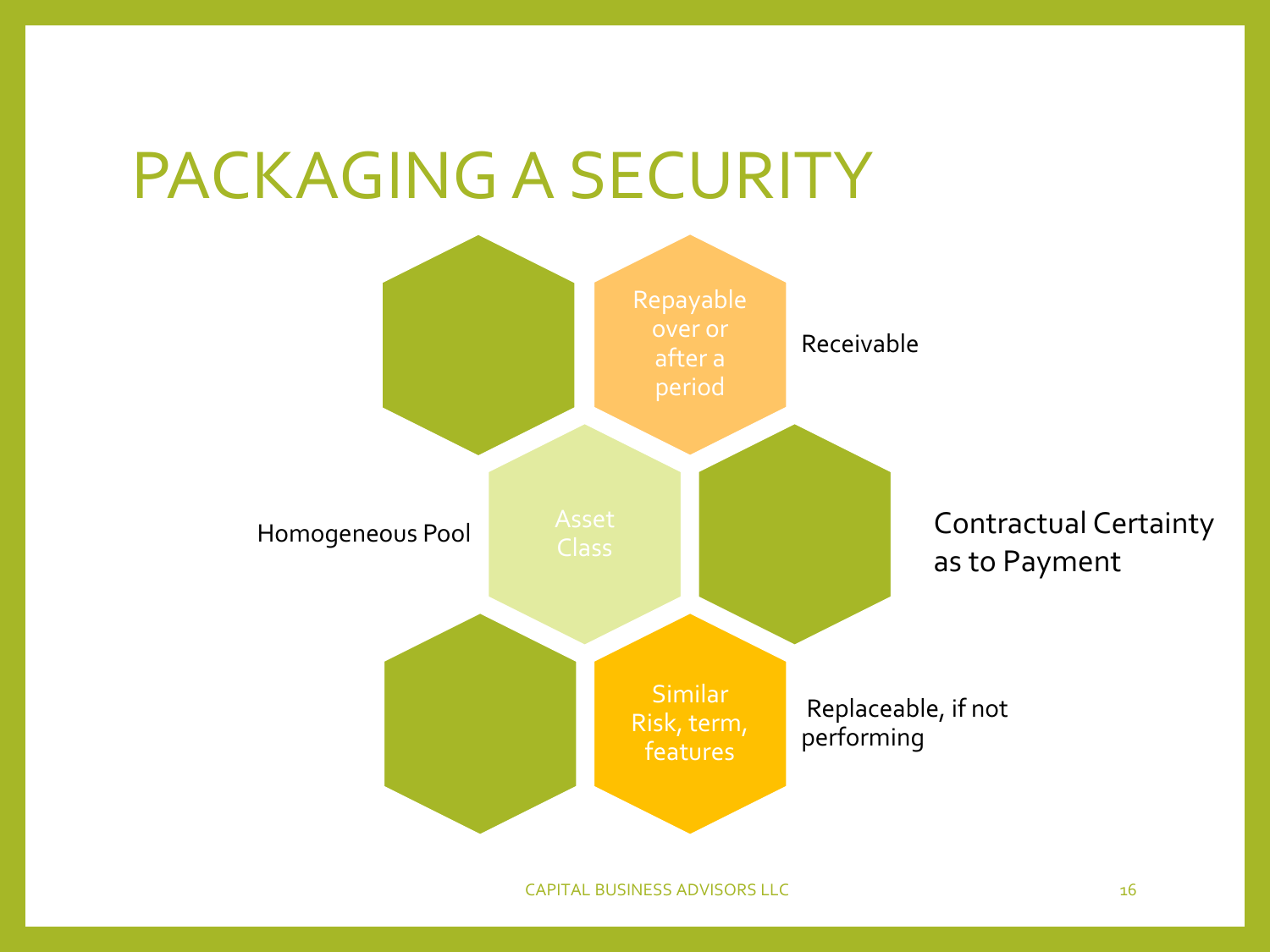# PACKAGING A SECURITY

- Repayable over or after a period — Receivable
- Asset Class — Homogeneous Pool
- Contractual Certainty as to Payment
- Similar Risk, term, features — Replaceable, if not performing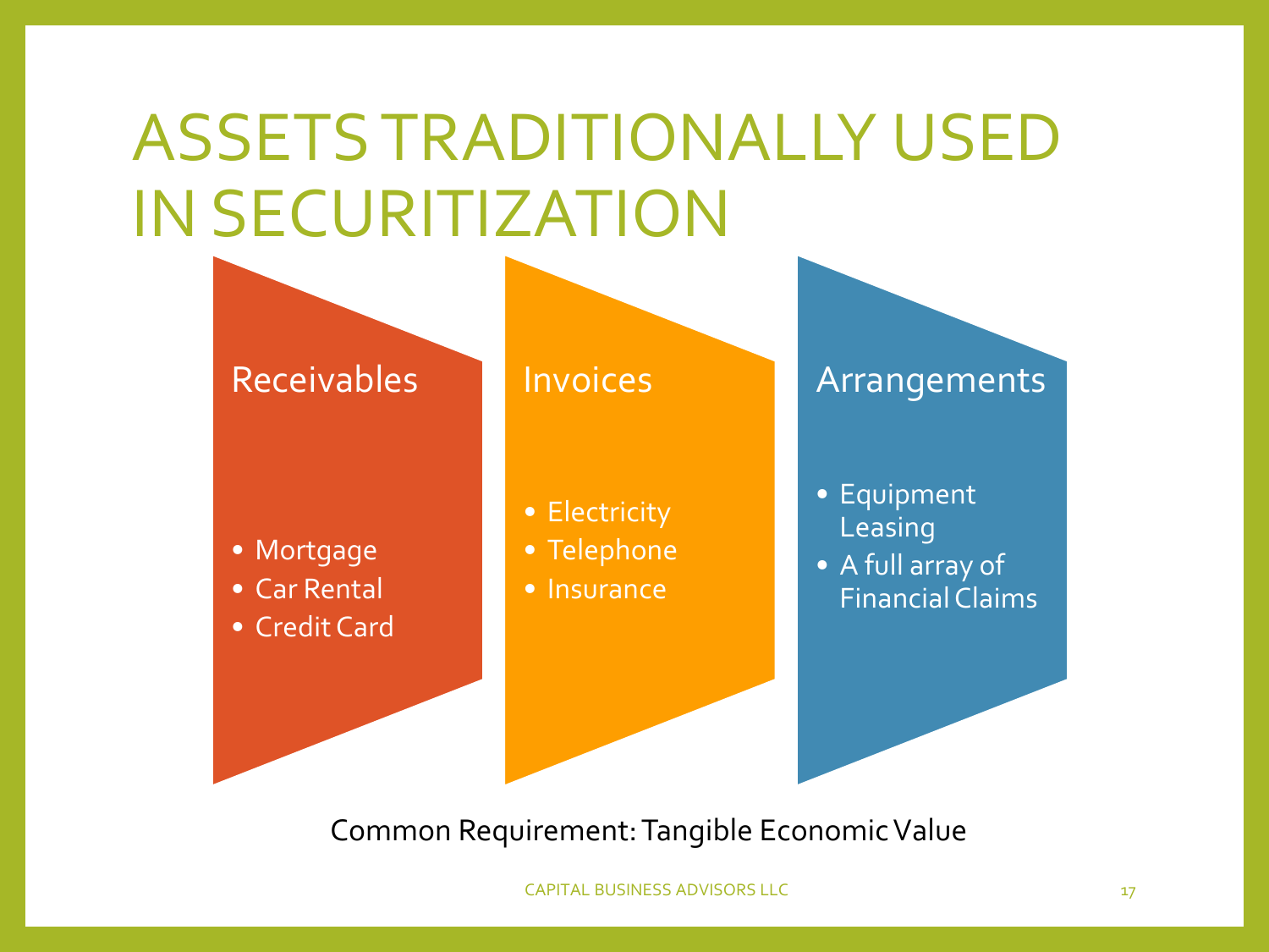# ASSETS TRADITIONALLY USED IN SECURITIZATION

### Receivables

- Mortgage
- Car Rental
- Credit Card

### Invoices

- Electricity
- Telephone
- Insurance

### Arrangements

- Equipment Leasing
- A full array of Financial Claims

Common Requirement: Tangible Economic Value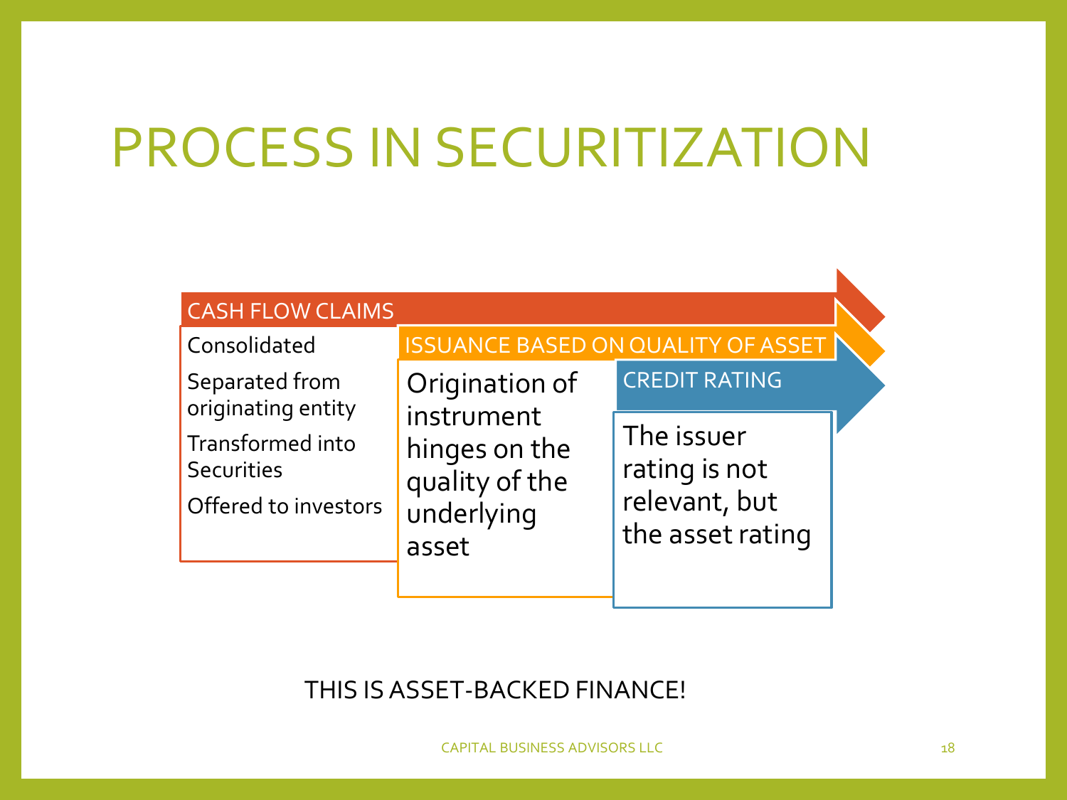# PROCESS IN SECURITIZATION

**CASH FLOW CLAIMS**

- Consolidated
- Separated from originating entity
- Transformed into Securities
- Offered to investors

**ISSUANCE BASED ON QUALITY OF ASSET**

Origination of instrument hinges on the quality of the underlying asset

**CREDIT RATING**

The issuer rating is not relevant, but the asset rating

THIS IS ASSET-BACKED FINANCE!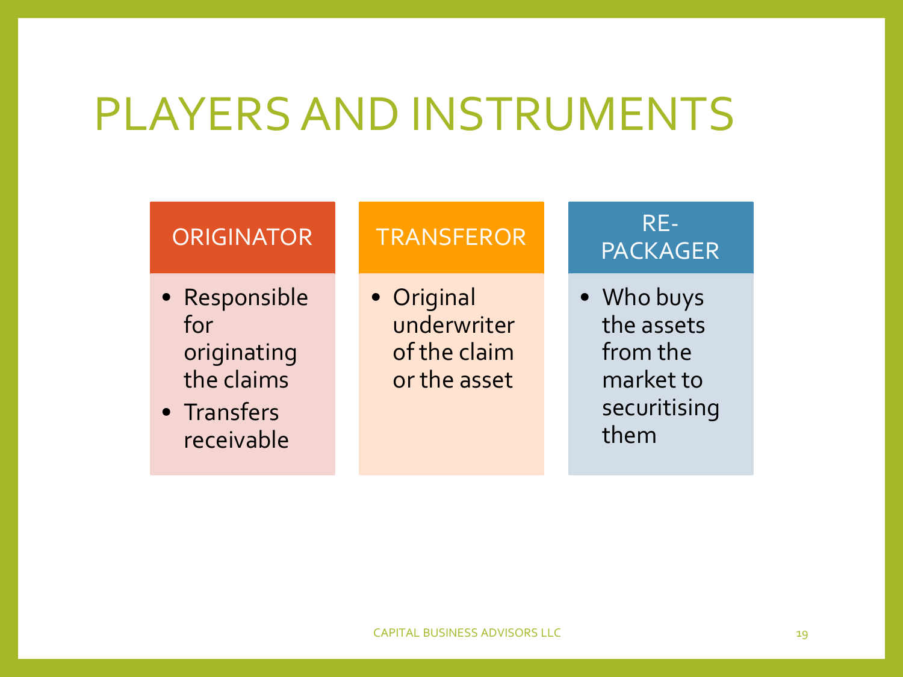# PLAYERS AND INSTRUMENTS

### ORIGINATOR

- Responsible for originating the claims
- Transfers receivable

### TRANSFEROR

- Original underwriter of the claim or the asset

### RE-PACKAGER

- Who buys the assets from the market to securitising them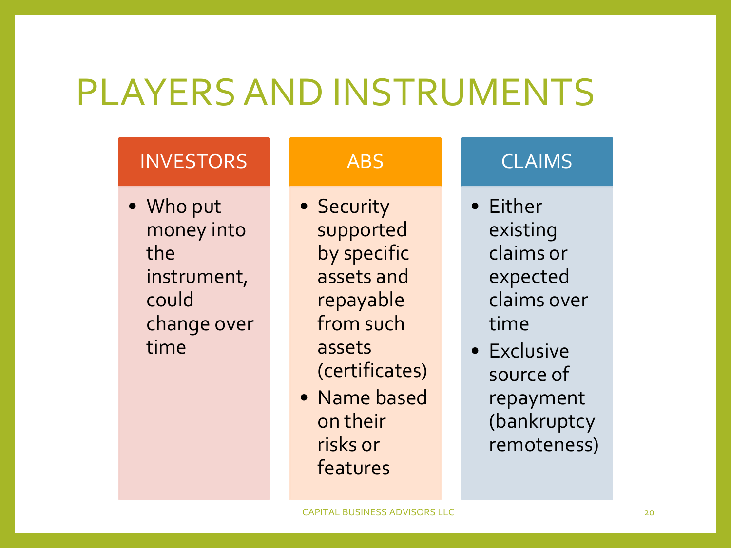# PLAYERS AND INSTRUMENTS

## INVESTORS

- Who put money into the instrument, could change over time

## ABS

- Security supported by specific assets and repayable from such assets (certificates)
- Name based on their risks or features

## CLAIMS

- Either existing claims or expected claims over time
- Exclusive source of repayment (bankruptcy remoteness)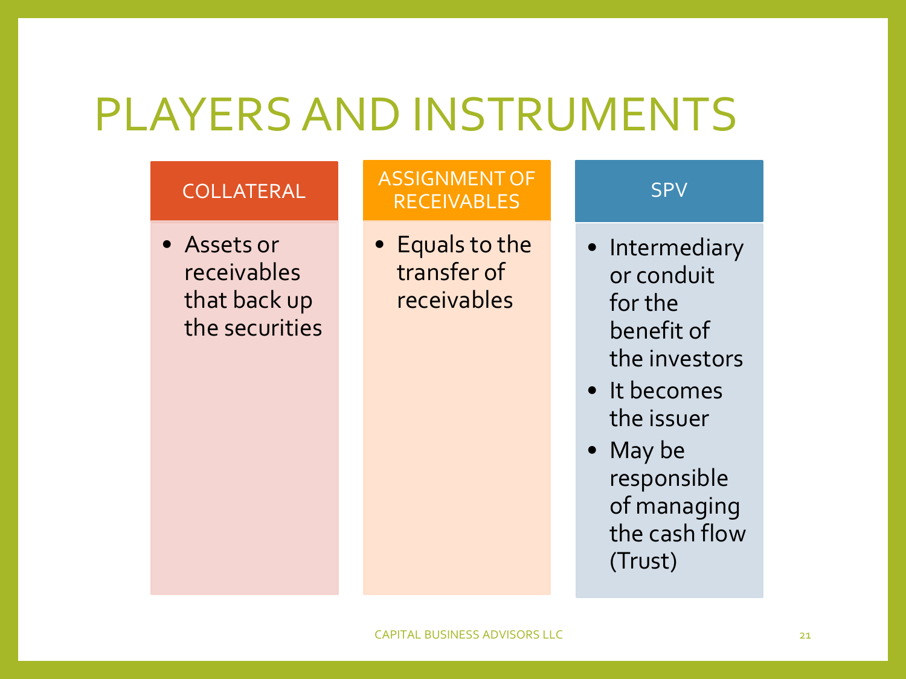# PLAYERS AND INSTRUMENTS

## COLLATERAL

- Assets or receivables that back up the securities

## ASSIGNMENT OF RECEIVABLES

- Equals to the transfer of receivables

## SPV

- Intermediary or conduit for the benefit of the investors
- It becomes the issuer
- May be responsible of managing the cash flow (Trust)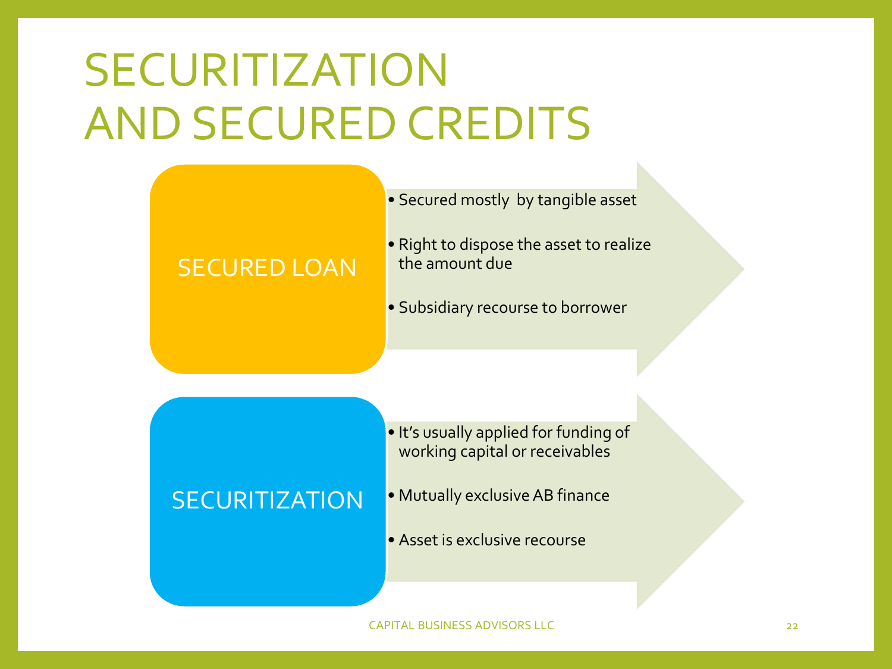# SECURITIZATION AND SECURED CREDITS

## SECURED LOAN

- Secured mostly  by tangible asset
- Right to dispose the asset to realize the amount due
- Subsidiary recourse to borrower

## SECURITIZATION

- It's usually applied for funding of working capital or receivables
- Mutually exclusive AB finance
- Asset is exclusive recourse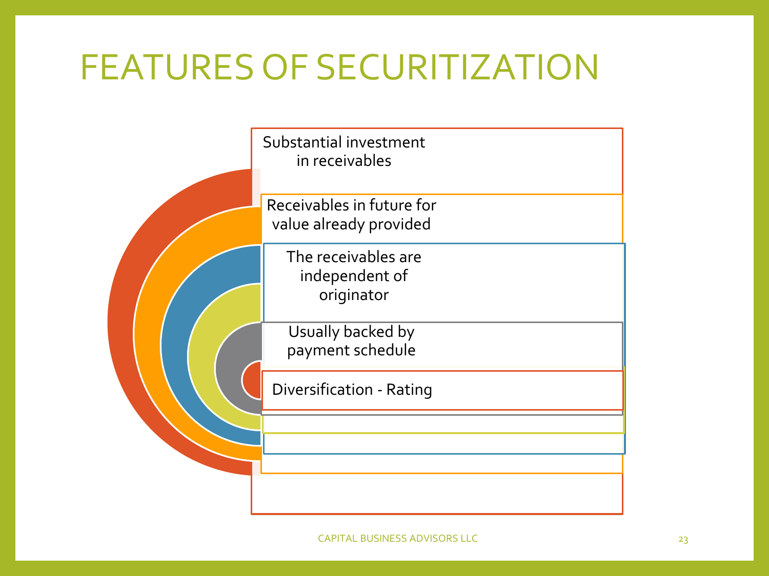# FEATURES OF SECURITIZATION

- Substantial investment in receivables
- Receivables in future for value already provided
- The receivables are independent of originator
- Usually backed by payment schedule
- Diversification - Rating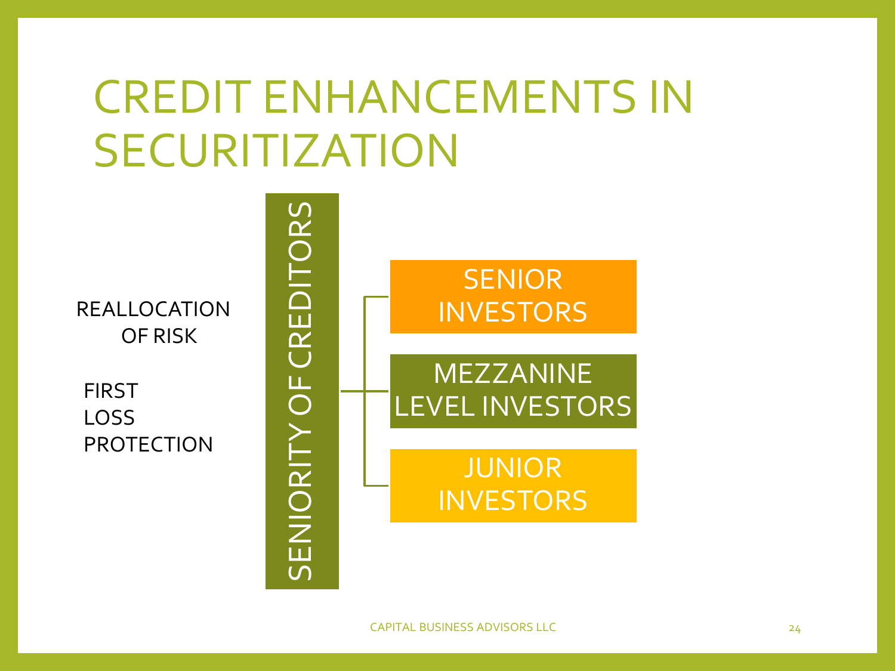# CREDIT ENHANCEMENTS IN SECURITIZATION

REALLOCATION OF RISK

FIRST LOSS PROTECTION

SENIORITY OF CREDITORS

- SENIOR INVESTORS
- MEZZANINE LEVEL INVESTORS
- JUNIOR INVESTORS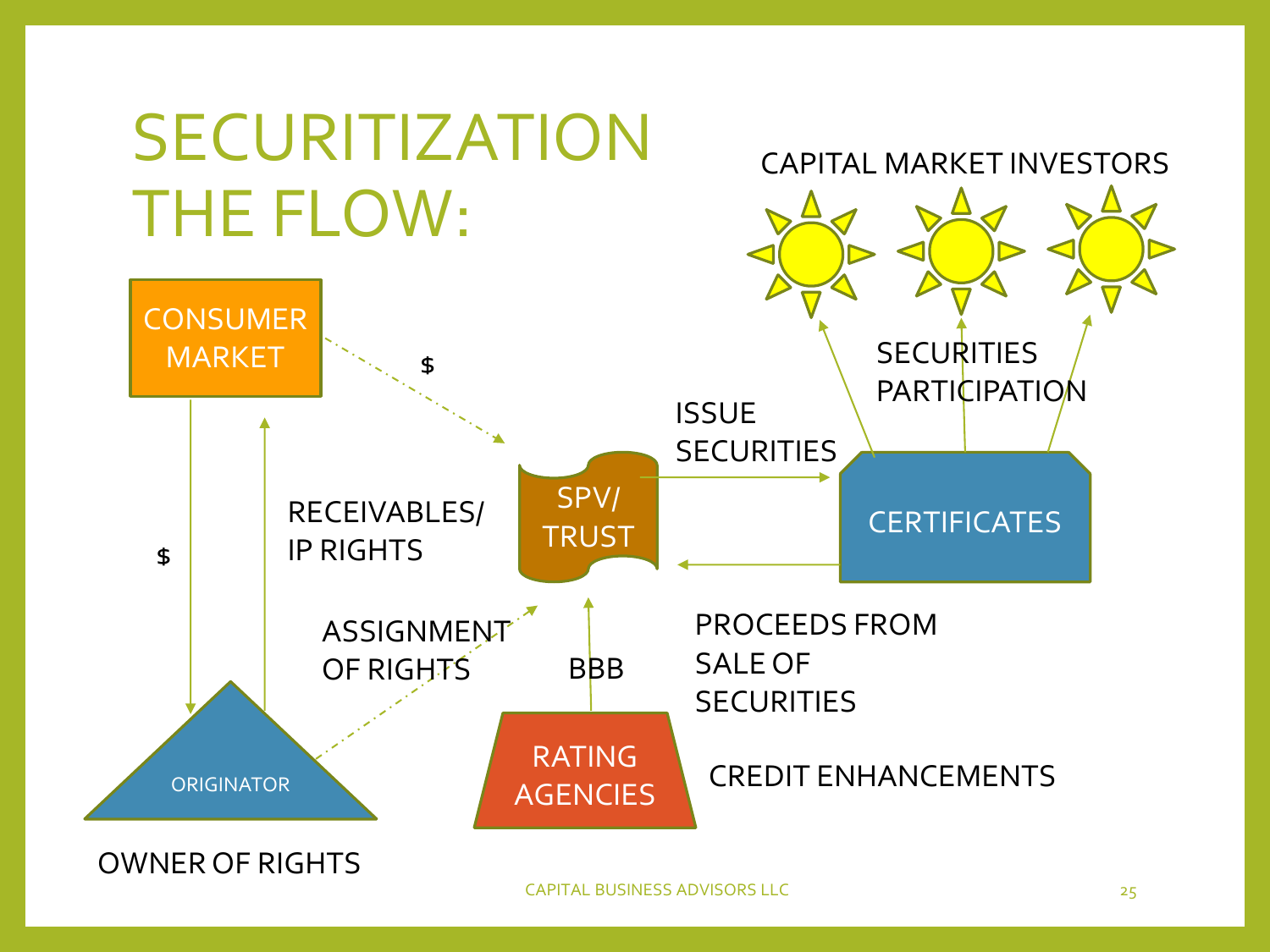# SECURITIZATION THE FLOW:

CAPITAL MARKET INVESTORS

CONSUMER MARKET

$

$

RECEIVABLES/ IP RIGHTS

SPV/ TRUST

ISSUE SECURITIES

SECURITIES PARTICIPATION

CERTIFICATES

ASSIGNMENT OF RIGHTS

BBB

PROCEEDS FROM SALE OF SECURITIES

ORIGINATOR

RATING AGENCIES

CREDIT ENHANCEMENTS

OWNER OF RIGHTS

CAPITAL BUSINESS ADVISORS LLC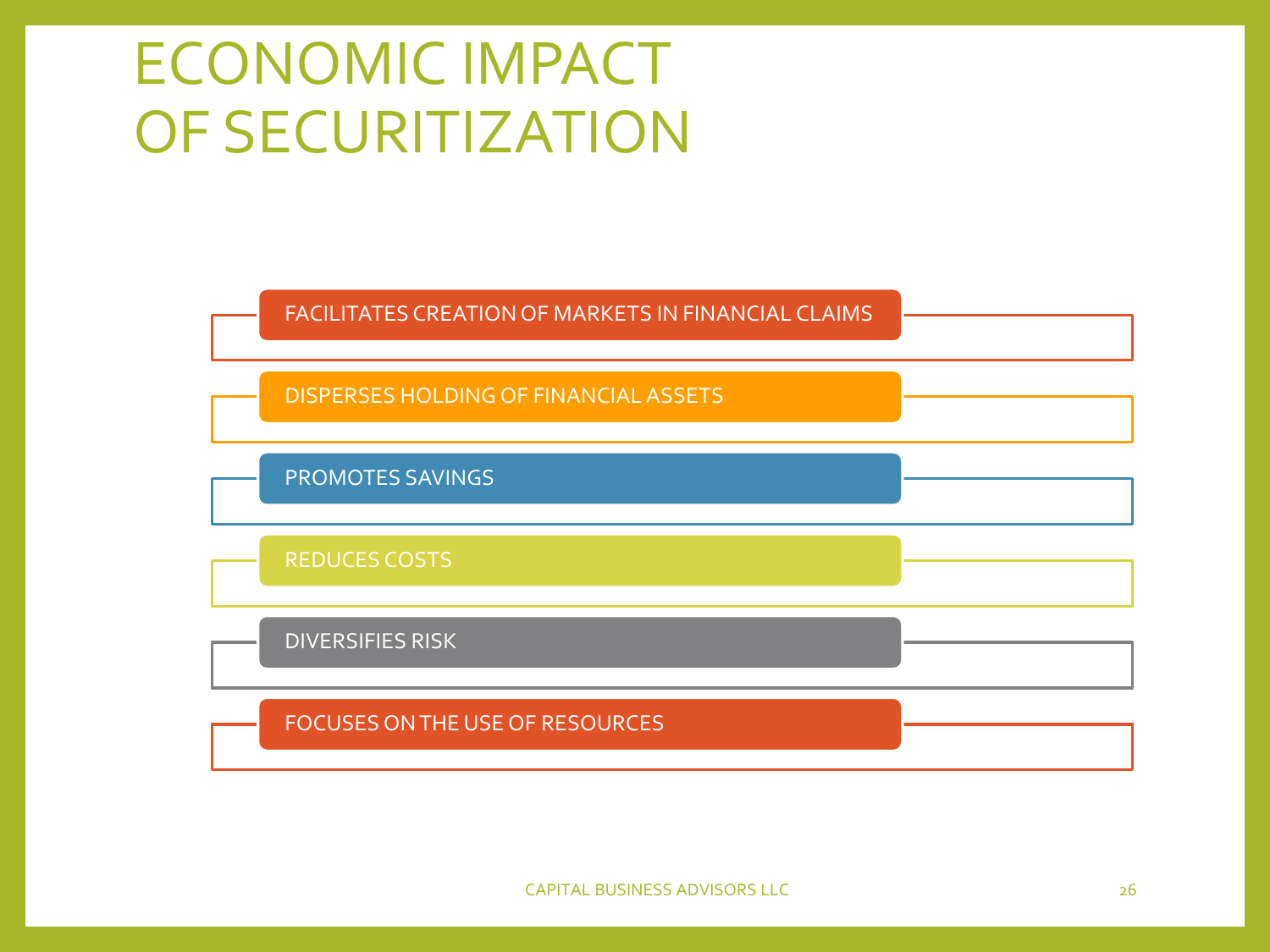# ECONOMIC IMPACT OF SECURITIZATION

- FACILITATES CREATION OF MARKETS IN FINANCIAL CLAIMS
- DISPERSES HOLDING OF FINANCIAL ASSETS
- PROMOTES SAVINGS
- REDUCES COSTS
- DIVERSIFIES RISK
- FOCUSES ON THE USE OF RESOURCES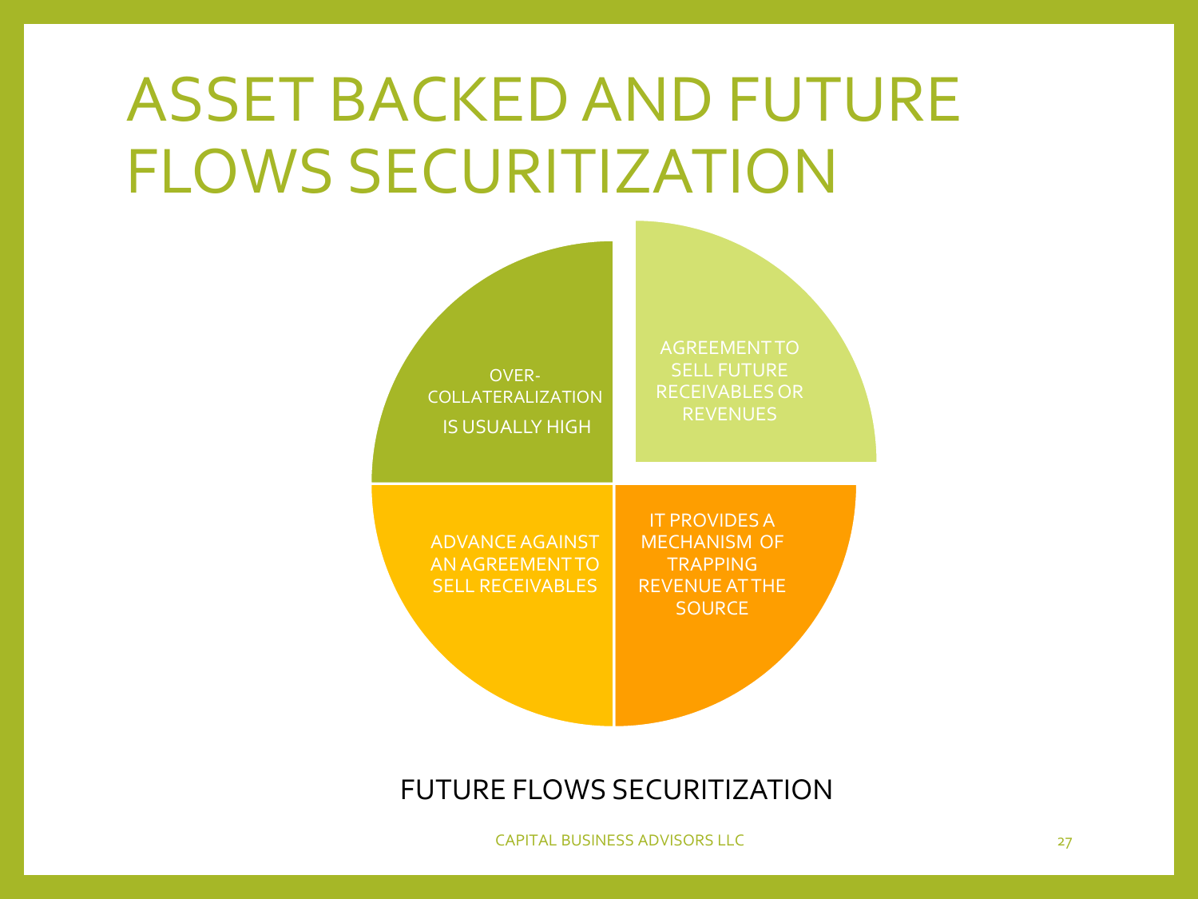# ASSET BACKED AND FUTURE FLOWS SECURITIZATION

- AGREEMENT TO SELL FUTURE RECEIVABLES OR REVENUES
- IT PROVIDES A MECHANISM OF TRAPPING REVENUE AT THE SOURCE
- ADVANCE AGAINST AN AGREEMENT TO SELL RECEIVABLES
- OVER-COLLATERALIZATION IS USUALLY HIGH

FUTURE FLOWS SECURITIZATION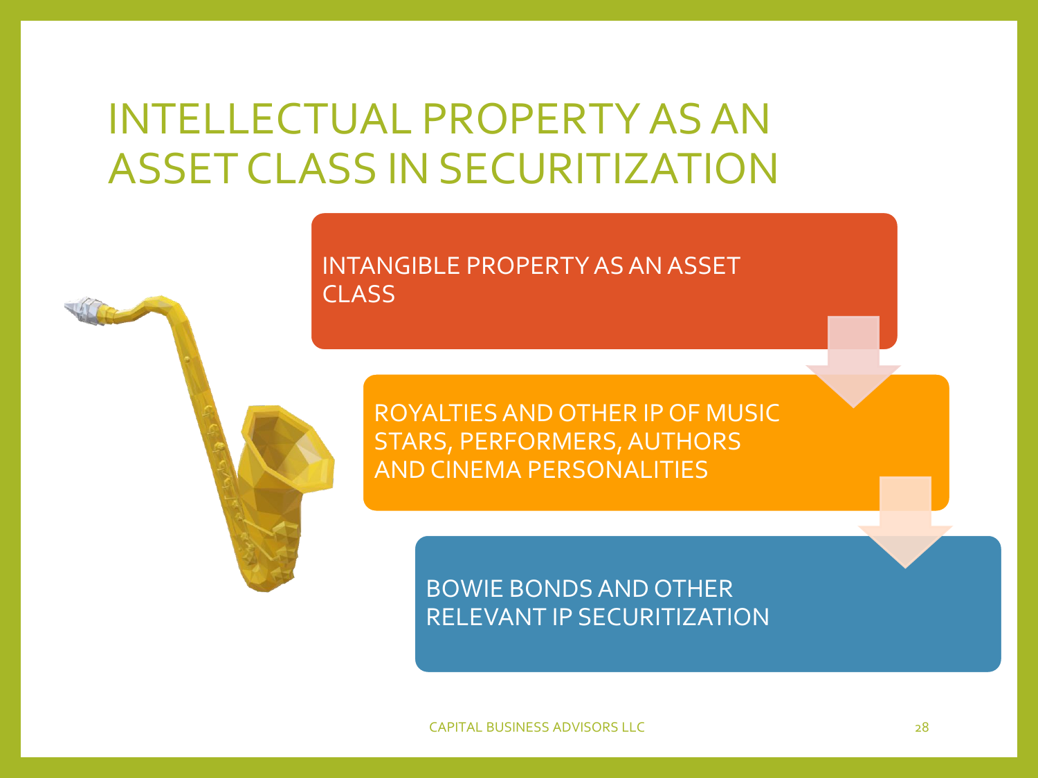# INTELLECTUAL PROPERTY AS AN ASSET CLASS IN SECURITIZATION

- INTANGIBLE PROPERTY AS AN ASSET CLASS
- ROYALTIES AND OTHER IP OF MUSIC STARS, PERFORMERS, AUTHORS AND CINEMA PERSONALITIES
- BOWIE BONDS AND OTHER RELEVANT IP SECURITIZATION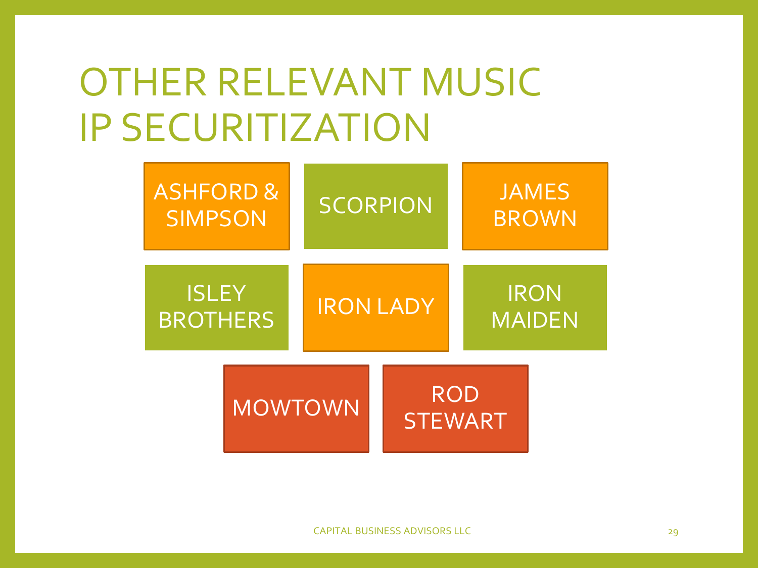# OTHER RELEVANT MUSIC IP SECURITIZATION

- ASHFORD & SIMPSON
- SCORPION
- JAMES BROWN
- ISLEY BROTHERS
- IRON LADY
- IRON MAIDEN
- MOWTOWN
- ROD STEWART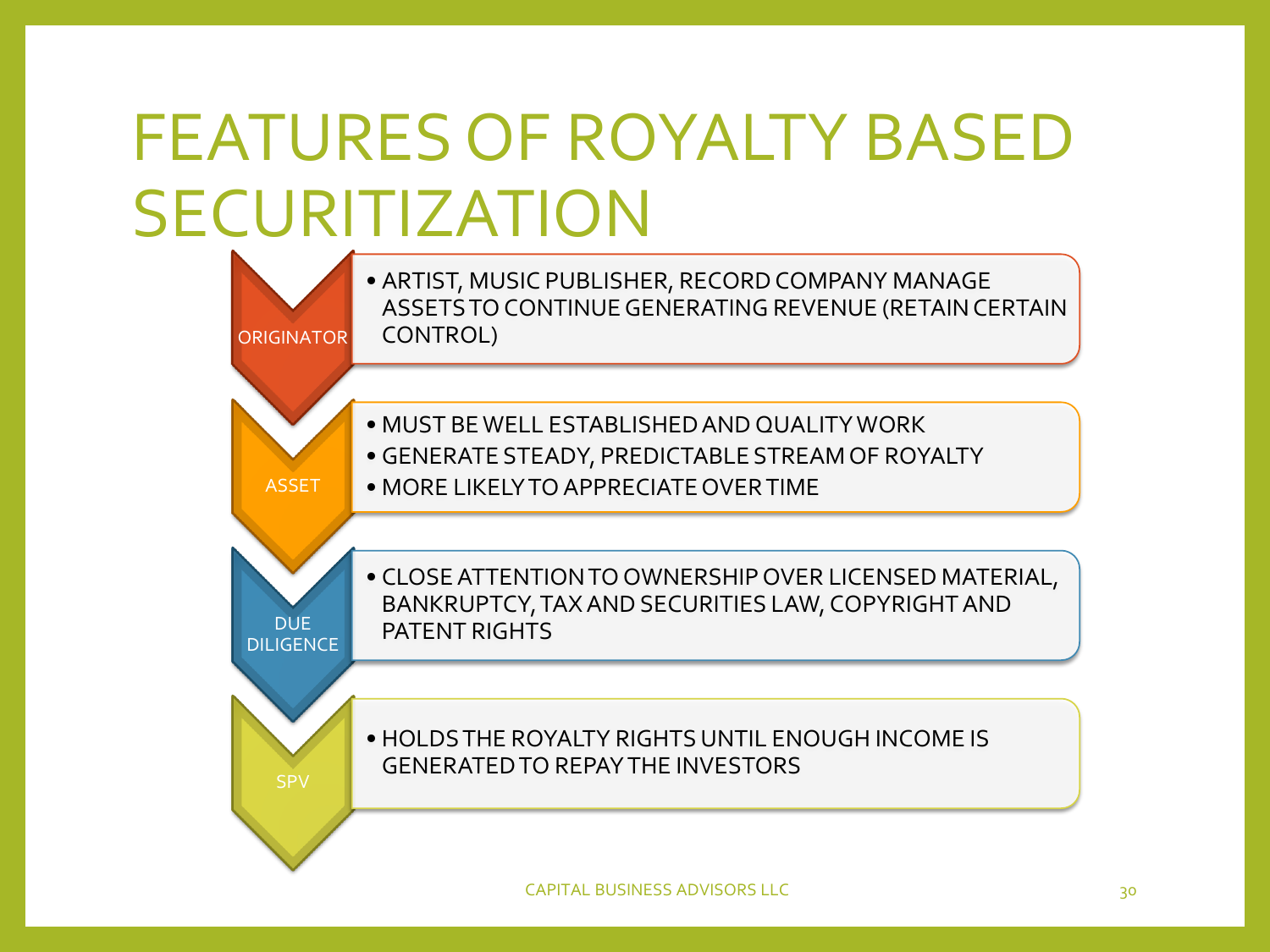# FEATURES OF ROYALTY BASED SECURITIZATION

**ORIGINATOR**

- ARTIST, MUSIC PUBLISHER, RECORD COMPANY MANAGE ASSETS TO CONTINUE GENERATING REVENUE (RETAIN CERTAIN CONTROL)

**ASSET**

- MUST BE WELL ESTABLISHED AND QUALITY WORK
- GENERATE STEADY, PREDICTABLE STREAM OF ROYALTY
- MORE LIKELY TO APPRECIATE OVER TIME

**DUE DILIGENCE**

- CLOSE ATTENTION TO OWNERSHIP OVER LICENSED MATERIAL, BANKRUPTCY, TAX AND SECURITIES LAW, COPYRIGHT AND PATENT RIGHTS

**SPV**

- HOLDS THE ROYALTY RIGHTS UNTIL ENOUGH INCOME IS GENERATED TO REPAY THE INVESTORS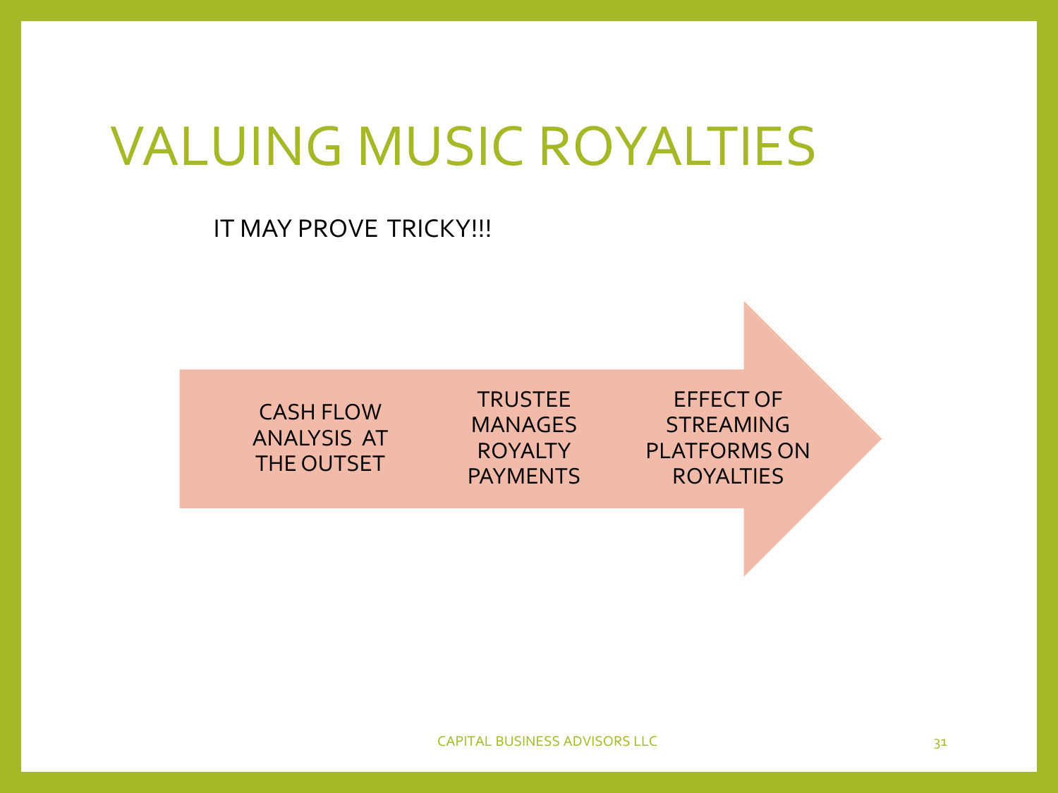# VALUING MUSIC ROYALTIES

IT MAY PROVE TRICKY!!!

- CASH FLOW ANALYSIS AT THE OUTSET
- TRUSTEE MANAGES ROYALTY PAYMENTS
- EFFECT OF STREAMING PLATFORMS ON ROYALTIES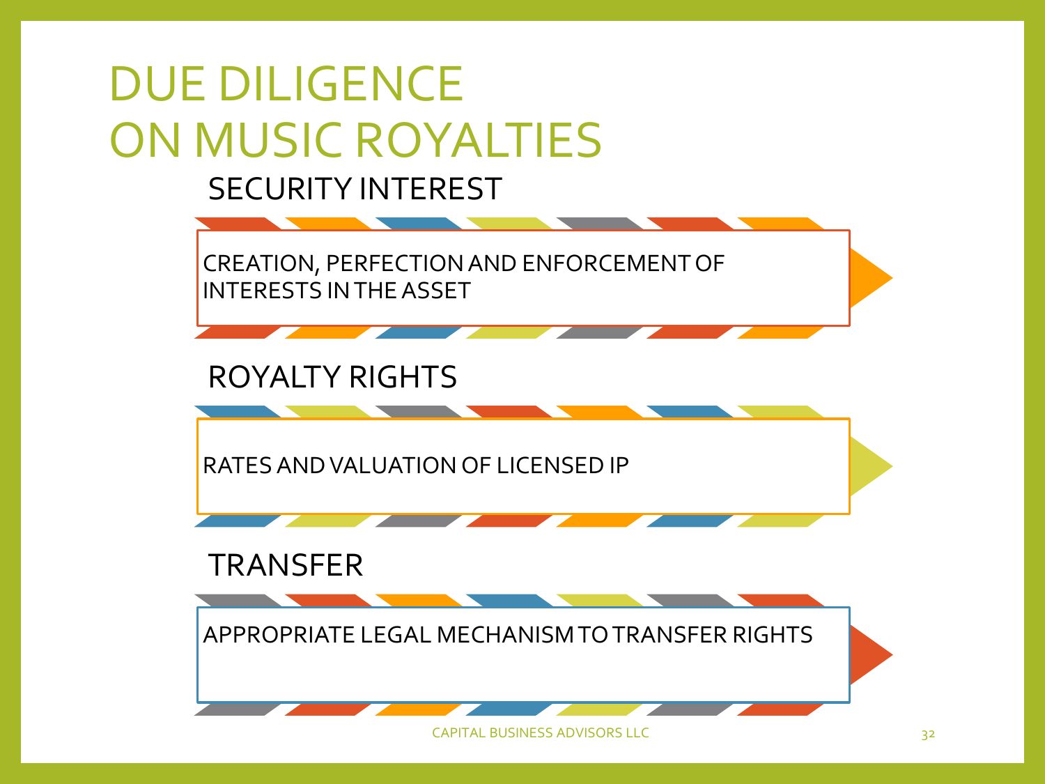# DUE DILIGENCE ON MUSIC ROYALTIES

## SECURITY INTEREST

CREATION, PERFECTION AND ENFORCEMENT OF INTERESTS IN THE ASSET

## ROYALTY RIGHTS

RATES AND VALUATION OF LICENSED IP

## TRANSFER

APPROPRIATE LEGAL MECHANISM TO TRANSFER RIGHTS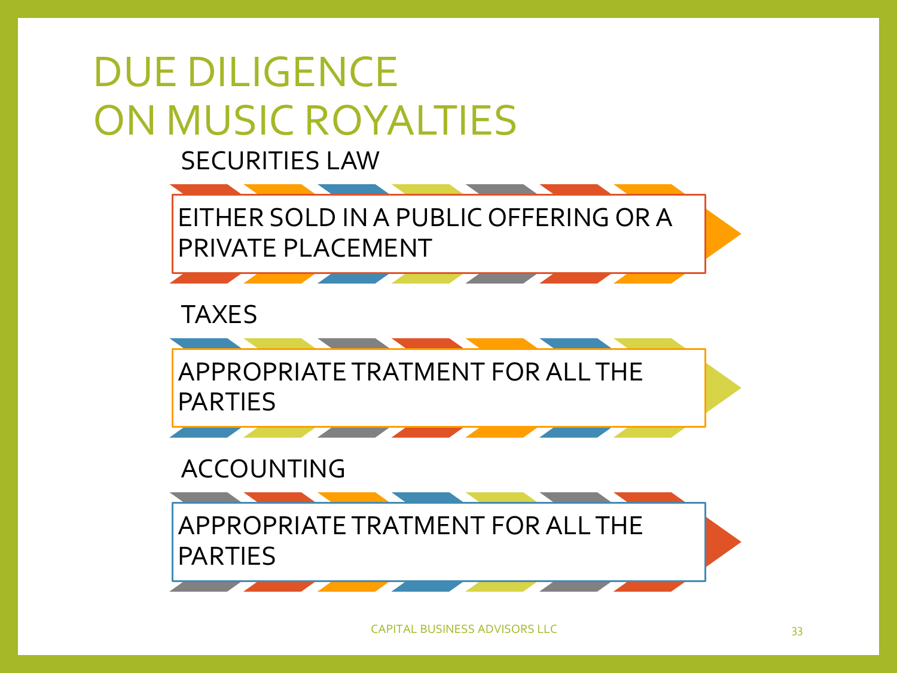# DUE DILIGENCE ON MUSIC ROYALTIES

## SECURITIES LAW

EITHER SOLD IN A PUBLIC OFFERING OR A PRIVATE PLACEMENT

## TAXES

APPROPRIATE TRATMENT FOR ALL THE PARTIES

## ACCOUNTING

APPROPRIATE TRATMENT FOR ALL THE PARTIES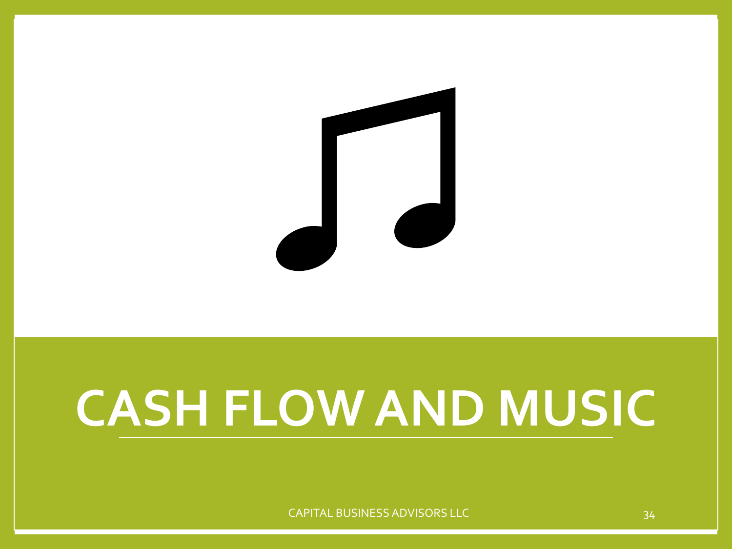# CASH FLOW AND MUSIC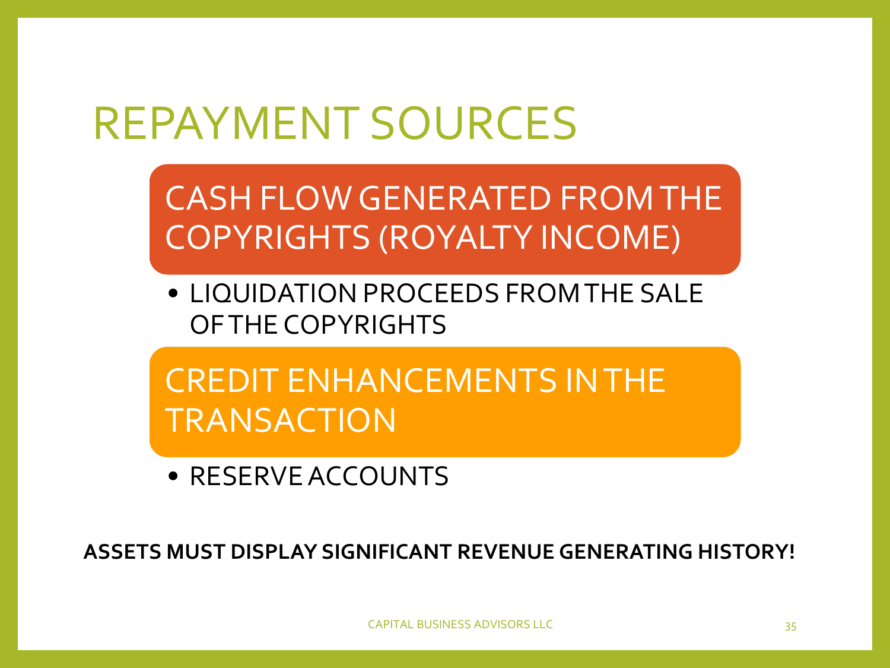# REPAYMENT SOURCES

## CASH FLOW GENERATED FROM THE COPYRIGHTS (ROYALTY INCOME)

- LIQUIDATION PROCEEDS FROM THE SALE OF THE COPYRIGHTS

## CREDIT ENHANCEMENTS IN THE TRANSACTION

- RESERVE ACCOUNTS

**ASSETS MUST DISPLAY SIGNIFICANT REVENUE GENERATING HISTORY!**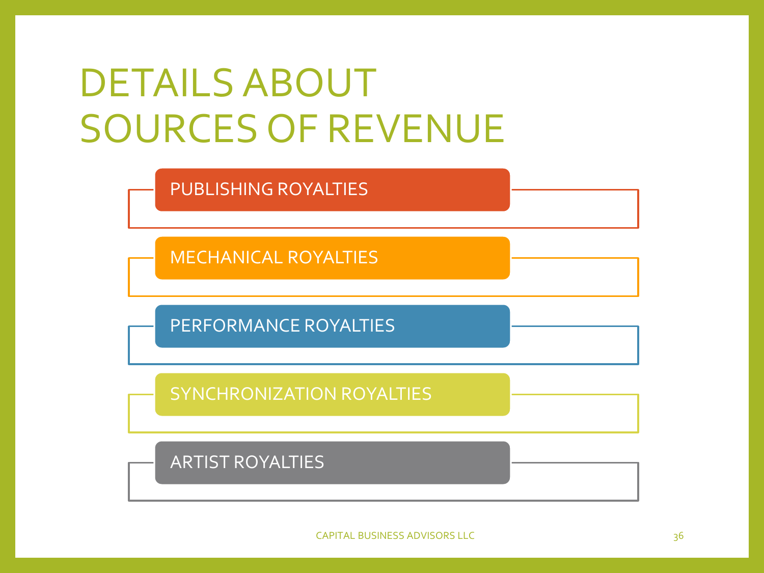# DETAILS ABOUT SOURCES OF REVENUE

- PUBLISHING ROYALTIES
- MECHANICAL ROYALTIES
- PERFORMANCE ROYALTIES
- SYNCHRONIZATION ROYALTIES
- ARTIST ROYALTIES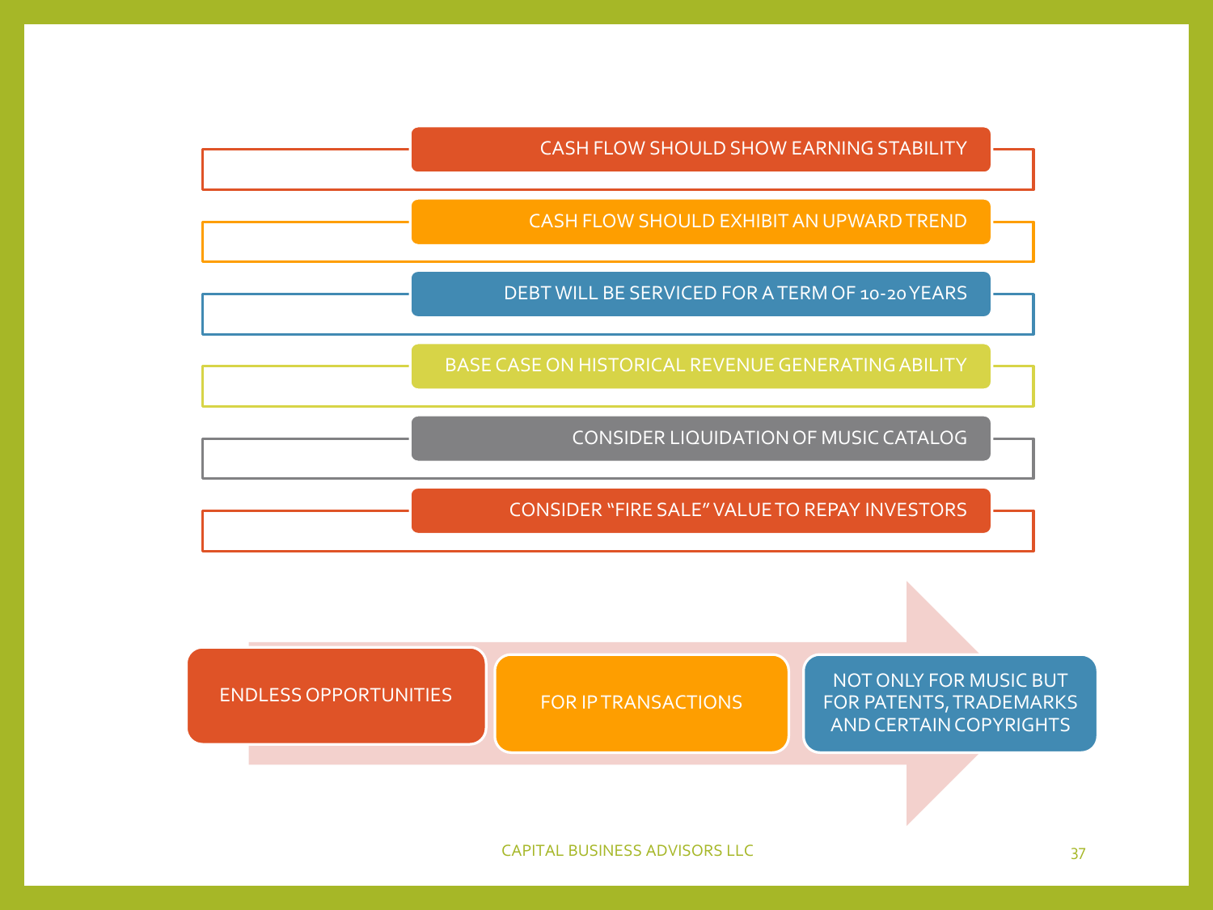- CASH FLOW SHOULD SHOW EARNING STABILITY
- CASH FLOW SHOULD EXHIBIT AN UPWARD TREND
- DEBT WILL BE SERVICED FOR A TERM OF 10-20 YEARS
- BASE CASE ON HISTORICAL REVENUE GENERATING ABILITY
- CONSIDER LIQUIDATION OF MUSIC CATALOG
- CONSIDER "FIRE SALE" VALUE TO REPAY INVESTORS

ENDLESS OPPORTUNITIES → FOR IP TRANSACTIONS → NOT ONLY FOR MUSIC BUT FOR PATENTS, TRADEMARKS AND CERTAIN COPYRIGHTS

CAPITAL BUSINESS ADVISORS LLC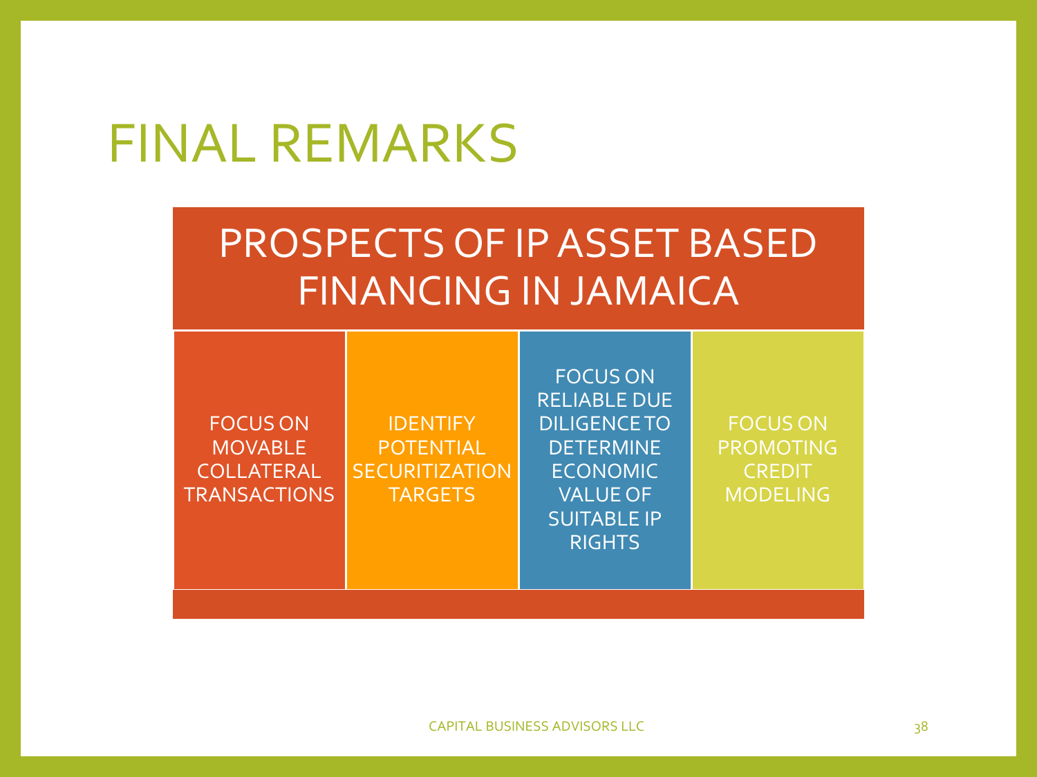# FINAL REMARKS

## PROSPECTS OF IP ASSET BASED FINANCING IN JAMAICA

| FOCUS ON MOVABLE COLLATERAL TRANSACTIONS | IDENTIFY POTENTIAL SECURITIZATION TARGETS | FOCUS ON RELIABLE DUE DILIGENCE TO DETERMINE ECONOMIC VALUE OF SUITABLE IP RIGHTS | FOCUS ON PROMOTING CREDIT MODELING |
| --- | --- | --- | --- |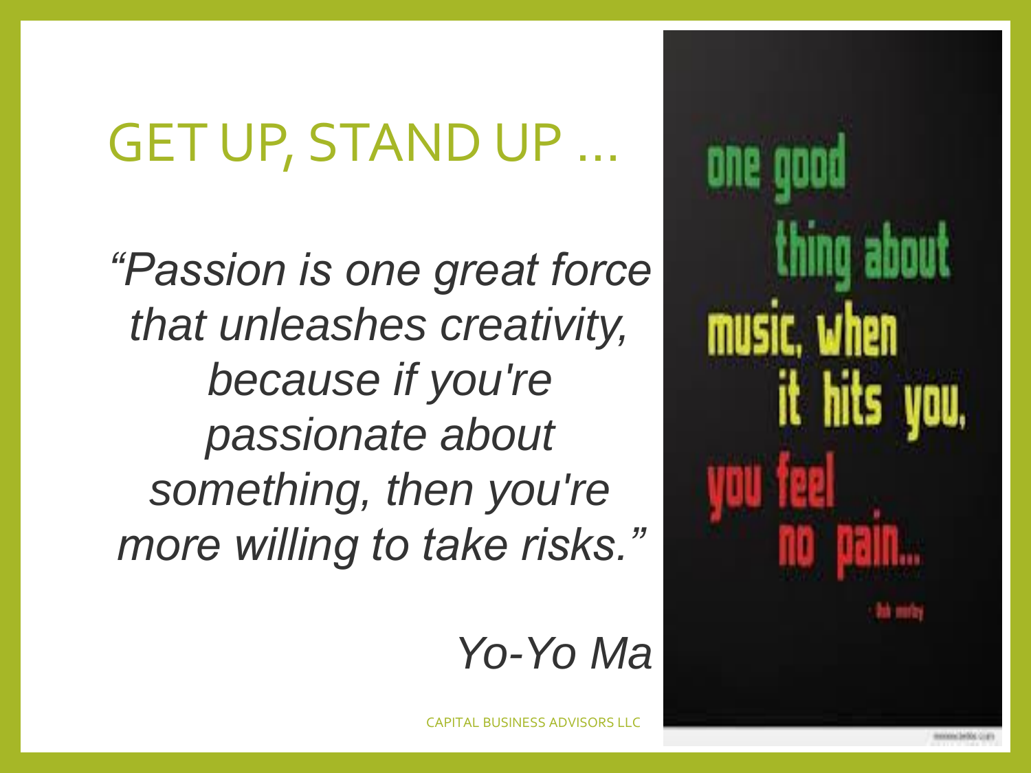# GET UP, STAND UP …

*"Passion is one great force that unleashes creativity, because if you're passionate about something, then you're more willing to take risks."*

*Yo-Yo Ma*

one good thing about music, when it hits you, you feel no pain...

- Bob Marley